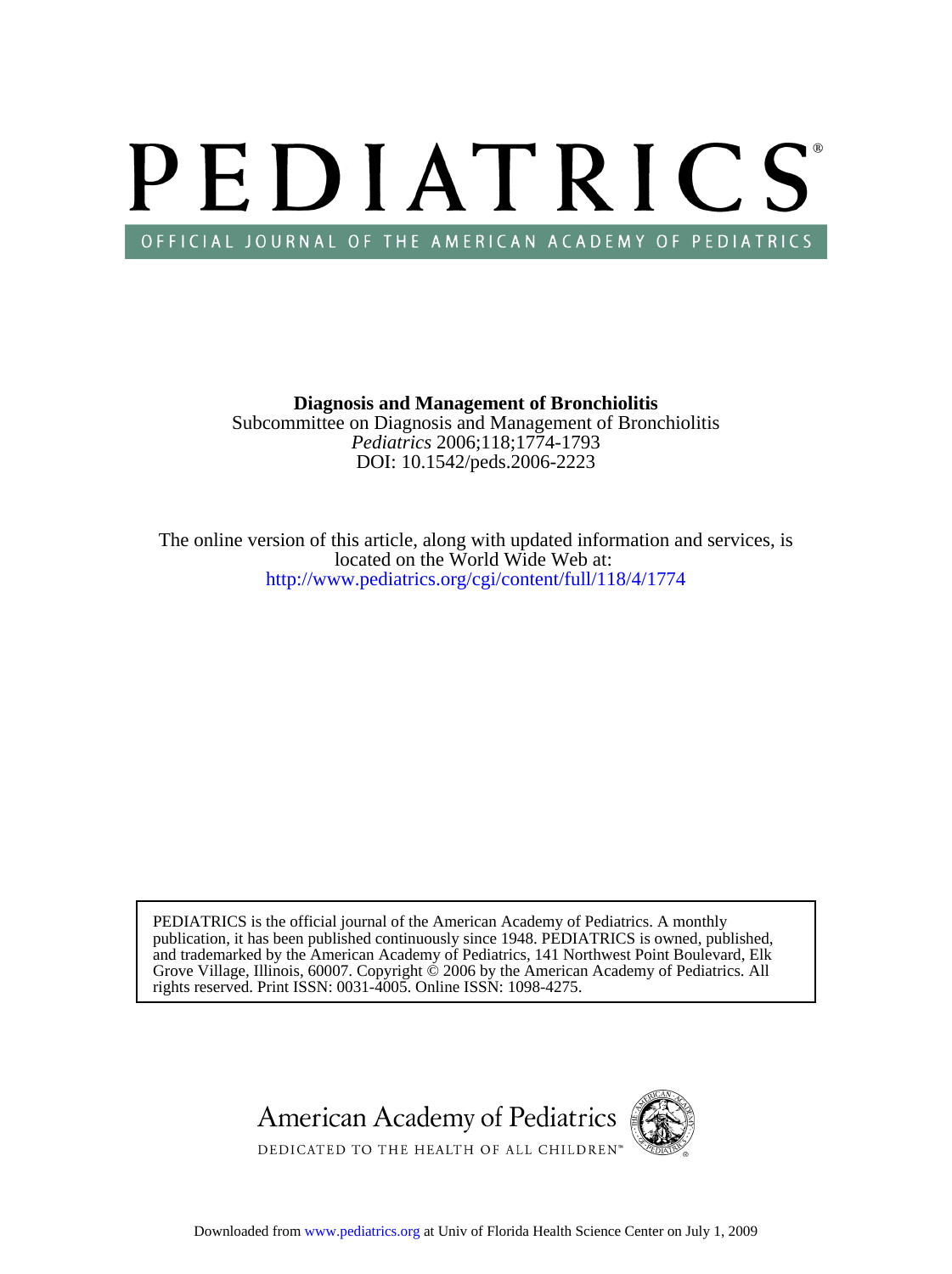# PEDIATRICS

OFFICIAL JOURNAL OF THE AMERICAN ACADEMY OF PEDIATRICS

**Diagnosis and Management of Bronchiolitis**

Subcommittee on Diagnosis and Management of Bronchiolitis

*Pediatrics* 2006;118;1774-1793

DOI: 10.1542/peds.2006-2223

The online version of this article, along with updated information and services, is located on the World Wide Web at:

http://www.pediatrics.org/cgi/content/full/118/4/1774

PEDIATRICS is the official journal of the American Academy of Pediatrics. A monthly publication, it has been published continuously since 1948. PEDIATRICS is owned, published, and trademarked by the American Academy of Pediatrics, 141 Northwest Point Boulevard, Elk Grove Village, Illinois, 60007. Copyright © 2006 by the American Academy of Pediatrics. All rights reserved. Print ISSN: 0031-4005. Online ISSN: 1098-4275.

American Academy of Pediatrics

DEDICATED TO THE HEALTH OF ALL CHILDREN™

Downloaded from www.pediatrics.org at Univ of Florida Health Science Center on July 1, 2009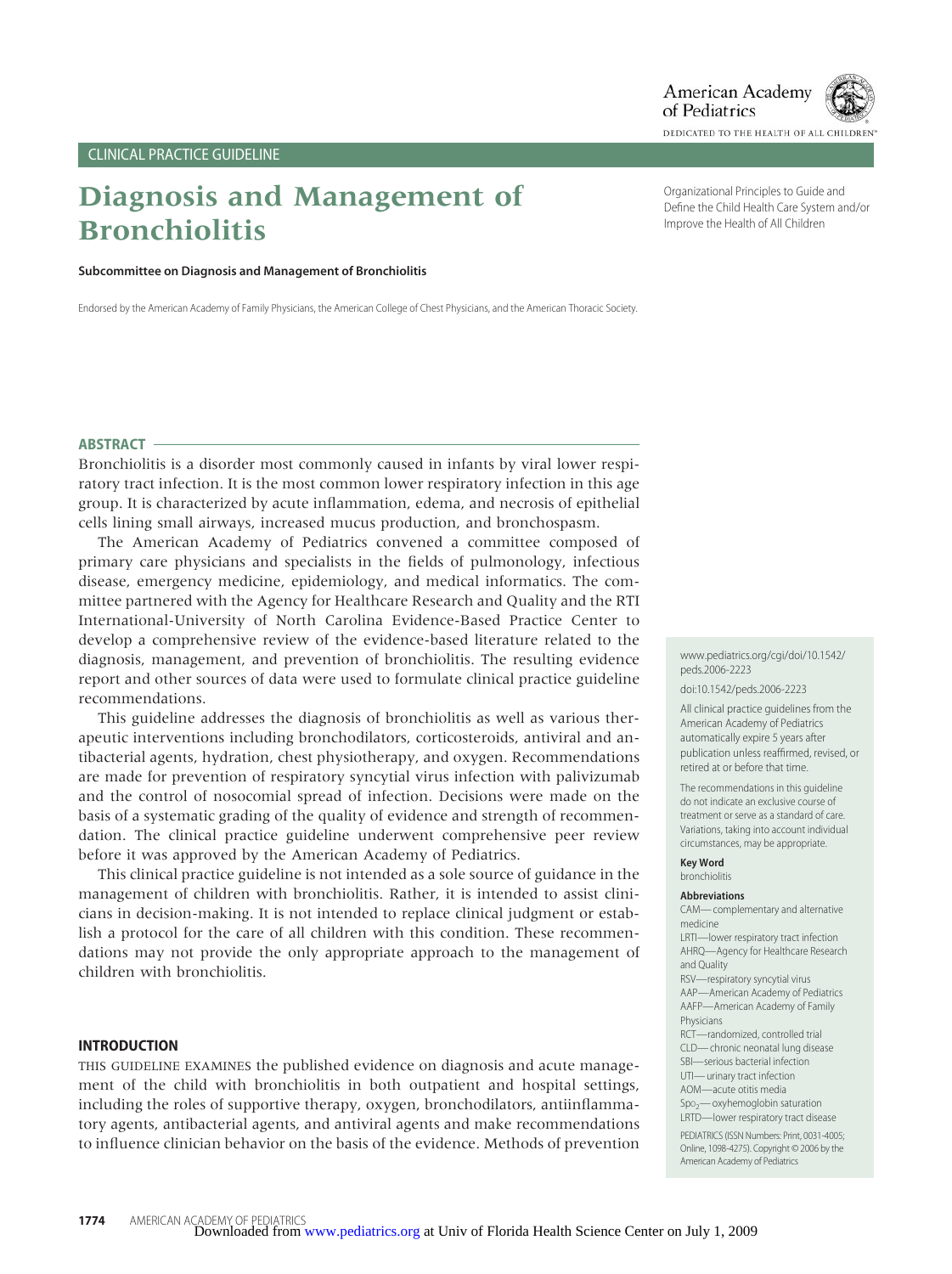CLINICAL PRACTICE GUIDELINE

# Diagnosis and Management of Bronchiolitis

**Subcommittee on Diagnosis and Management of Bronchiolitis**

Endorsed by the American Academy of Family Physicians, the American College of Chest Physicians, and the American Thoracic Society.

Organizational Principles to Guide and Define the Child Health Care System and/or Improve the Health of All Children

## ABSTRACT

Bronchiolitis is a disorder most commonly caused in infants by viral lower respiratory tract infection. It is the most common lower respiratory infection in this age group. It is characterized by acute inflammation, edema, and necrosis of epithelial cells lining small airways, increased mucus production, and bronchospasm.

The American Academy of Pediatrics convened a committee composed of primary care physicians and specialists in the fields of pulmonology, infectious disease, emergency medicine, epidemiology, and medical informatics. The committee partnered with the Agency for Healthcare Research and Quality and the RTI International-University of North Carolina Evidence-Based Practice Center to develop a comprehensive review of the evidence-based literature related to the diagnosis, management, and prevention of bronchiolitis. The resulting evidence report and other sources of data were used to formulate clinical practice guideline recommendations.

This guideline addresses the diagnosis of bronchiolitis as well as various therapeutic interventions including bronchodilators, corticosteroids, antiviral and antibacterial agents, hydration, chest physiotherapy, and oxygen. Recommendations are made for prevention of respiratory syncytial virus infection with palivizumab and the control of nosocomial spread of infection. Decisions were made on the basis of a systematic grading of the quality of evidence and strength of recommendation. The clinical practice guideline underwent comprehensive peer review before it was approved by the American Academy of Pediatrics.

This clinical practice guideline is not intended as a sole source of guidance in the management of children with bronchiolitis. Rather, it is intended to assist clinicians in decision-making. It is not intended to replace clinical judgment or establish a protocol for the care of all children with this condition. These recommendations may not provide the only appropriate approach to the management of children with bronchiolitis.

## INTRODUCTION

THIS GUIDELINE EXAMINES the published evidence on diagnosis and acute management of the child with bronchiolitis in both outpatient and hospital settings, including the roles of supportive therapy, oxygen, bronchodilators, antiinflammatory agents, antibacterial agents, and antiviral agents and make recommendations to influence clinician behavior on the basis of the evidence. Methods of prevention

www.pediatrics.org/cgi/doi/10.1542/peds.2006-2223

doi:10.1542/peds.2006-2223

All clinical practice guidelines from the American Academy of Pediatrics automatically expire 5 years after publication unless reaffirmed, revised, or retired at or before that time.

The recommendations in this guideline do not indicate an exclusive course of treatment or serve as a standard of care. Variations, taking into account individual circumstances, may be appropriate.

**Key Word**
bronchiolitis

**Abbreviations**
CAM— complementary and alternative medicine
LRTI—lower respiratory tract infection
AHRQ—Agency for Healthcare Research and Quality
RSV—respiratory syncytial virus
AAP—American Academy of Pediatrics
AAFP—American Academy of Family Physicians
RCT—randomized, controlled trial
CLD— chronic neonatal lung disease
SBI—serious bacterial infection
UTI— urinary tract infection
AOM—acute otitis media
$Spo_2$— oxyhemoglobin saturation
LRTD—lower respiratory tract disease

PEDIATRICS (ISSN Numbers: Print, 0031-4005; Online, 1098-4275). Copyright © 2006 by the American Academy of Pediatrics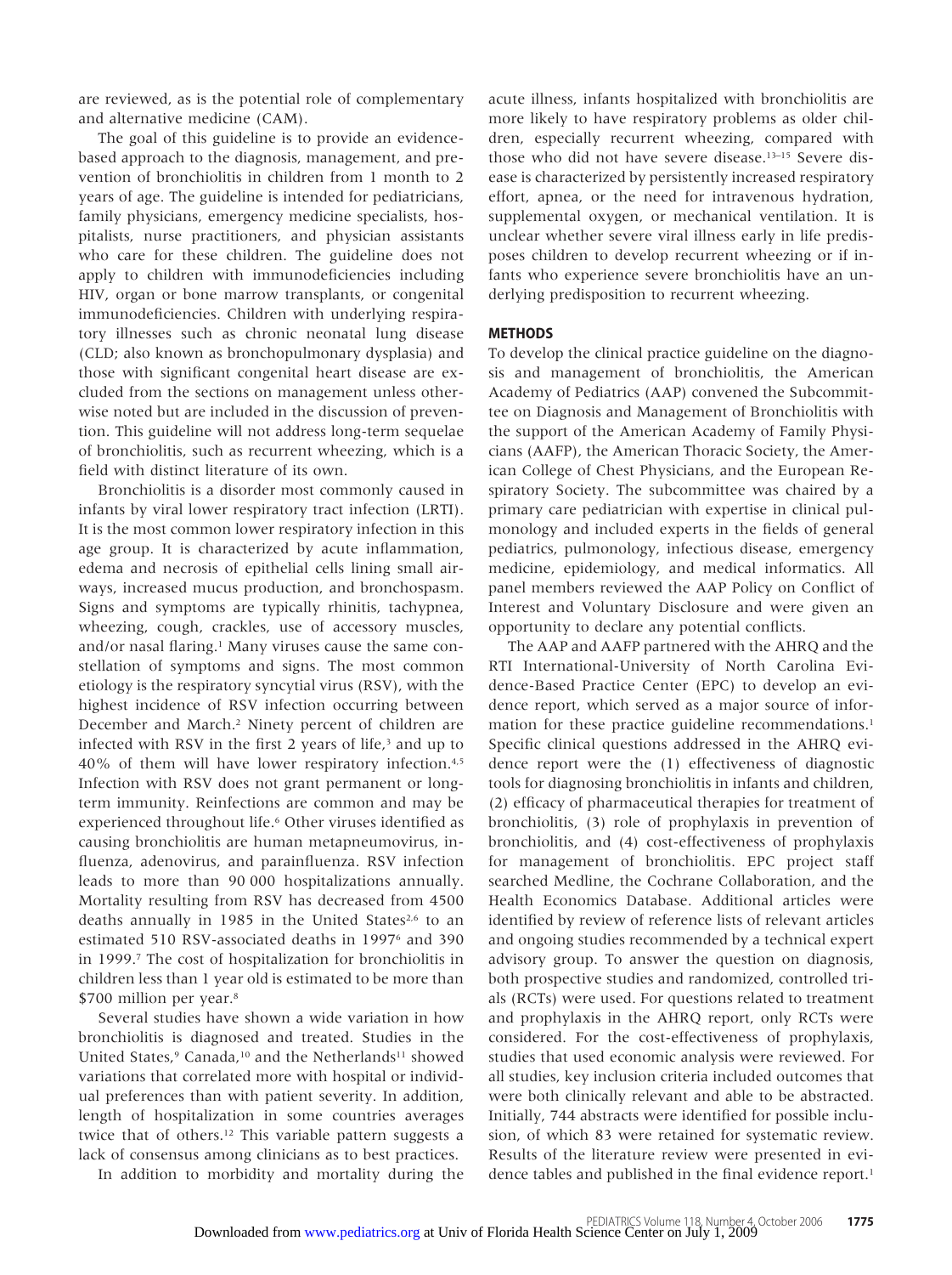are reviewed, as is the potential role of complementary and alternative medicine (CAM).

The goal of this guideline is to provide an evidence-based approach to the diagnosis, management, and prevention of bronchiolitis in children from 1 month to 2 years of age. The guideline is intended for pediatricians, family physicians, emergency medicine specialists, hospitalists, nurse practitioners, and physician assistants who care for these children. The guideline does not apply to children with immunodeficiencies including HIV, organ or bone marrow transplants, or congenital immunodeficiencies. Children with underlying respiratory illnesses such as chronic neonatal lung disease (CLD; also known as bronchopulmonary dysplasia) and those with significant congenital heart disease are excluded from the sections on management unless otherwise noted but are included in the discussion of prevention. This guideline will not address long-term sequelae of bronchiolitis, such as recurrent wheezing, which is a field with distinct literature of its own.

Bronchiolitis is a disorder most commonly caused in infants by viral lower respiratory tract infection (LRTI). It is the most common lower respiratory infection in this age group. It is characterized by acute inflammation, edema and necrosis of epithelial cells lining small airways, increased mucus production, and bronchospasm. Signs and symptoms are typically rhinitis, tachypnea, wheezing, cough, crackles, use of accessory muscles, and/or nasal flaring.[1] Many viruses cause the same constellation of symptoms and signs. The most common etiology is the respiratory syncytial virus (RSV), with the highest incidence of RSV infection occurring between December and March.[2] Ninety percent of children are infected with RSV in the first 2 years of life,[3] and up to 40% of them will have lower respiratory infection.[4,5] Infection with RSV does not grant permanent or long-term immunity. Reinfections are common and may be experienced throughout life.[6] Other viruses identified as causing bronchiolitis are human metapneumovirus, influenza, adenovirus, and parainfluenza. RSV infection leads to more than 90 000 hospitalizations annually. Mortality resulting from RSV has decreased from 4500 deaths annually in 1985 in the United States[2,6] to an estimated 510 RSV-associated deaths in 1997[6] and 390 in 1999.[7] The cost of hospitalization for bronchiolitis in children less than 1 year old is estimated to be more than $700 million per year.[8]

Several studies have shown a wide variation in how bronchiolitis is diagnosed and treated. Studies in the United States,[9] Canada,[10] and the Netherlands[11] showed variations that correlated more with hospital or individual preferences than with patient severity. In addition, length of hospitalization in some countries averages twice that of others.[12] This variable pattern suggests a lack of consensus among clinicians as to best practices.

In addition to morbidity and mortality during the acute illness, infants hospitalized with bronchiolitis are more likely to have respiratory problems as older children, especially recurrent wheezing, compared with those who did not have severe disease.[13–15] Severe disease is characterized by persistently increased respiratory effort, apnea, or the need for intravenous hydration, supplemental oxygen, or mechanical ventilation. It is unclear whether severe viral illness early in life predisposes children to develop recurrent wheezing or if infants who experience severe bronchiolitis have an underlying predisposition to recurrent wheezing.

## METHODS

To develop the clinical practice guideline on the diagnosis and management of bronchiolitis, the American Academy of Pediatrics (AAP) convened the Subcommittee on Diagnosis and Management of Bronchiolitis with the support of the American Academy of Family Physicians (AAFP), the American Thoracic Society, the American College of Chest Physicians, and the European Respiratory Society. The subcommittee was chaired by a primary care pediatrician with expertise in clinical pulmonology and included experts in the fields of general pediatrics, pulmonology, infectious disease, emergency medicine, epidemiology, and medical informatics. All panel members reviewed the AAP Policy on Conflict of Interest and Voluntary Disclosure and were given an opportunity to declare any potential conflicts.

The AAP and AAFP partnered with the AHRQ and the RTI International-University of North Carolina Evidence-Based Practice Center (EPC) to develop an evidence report, which served as a major source of information for these practice guideline recommendations.[1] Specific clinical questions addressed in the AHRQ evidence report were the (1) effectiveness of diagnostic tools for diagnosing bronchiolitis in infants and children, (2) efficacy of pharmaceutical therapies for treatment of bronchiolitis, (3) role of prophylaxis in prevention of bronchiolitis, and (4) cost-effectiveness of prophylaxis for management of bronchiolitis. EPC project staff searched Medline, the Cochrane Collaboration, and the Health Economics Database. Additional articles were identified by review of reference lists of relevant articles and ongoing studies recommended by a technical expert advisory group. To answer the question on diagnosis, both prospective studies and randomized, controlled trials (RCTs) were used. For questions related to treatment and prophylaxis in the AHRQ report, only RCTs were considered. For the cost-effectiveness of prophylaxis, studies that used economic analysis were reviewed. For all studies, key inclusion criteria included outcomes that were both clinically relevant and able to be abstracted. Initially, 744 abstracts were identified for possible inclusion, of which 83 were retained for systematic review. Results of the literature review were presented in evidence tables and published in the final evidence report.[1]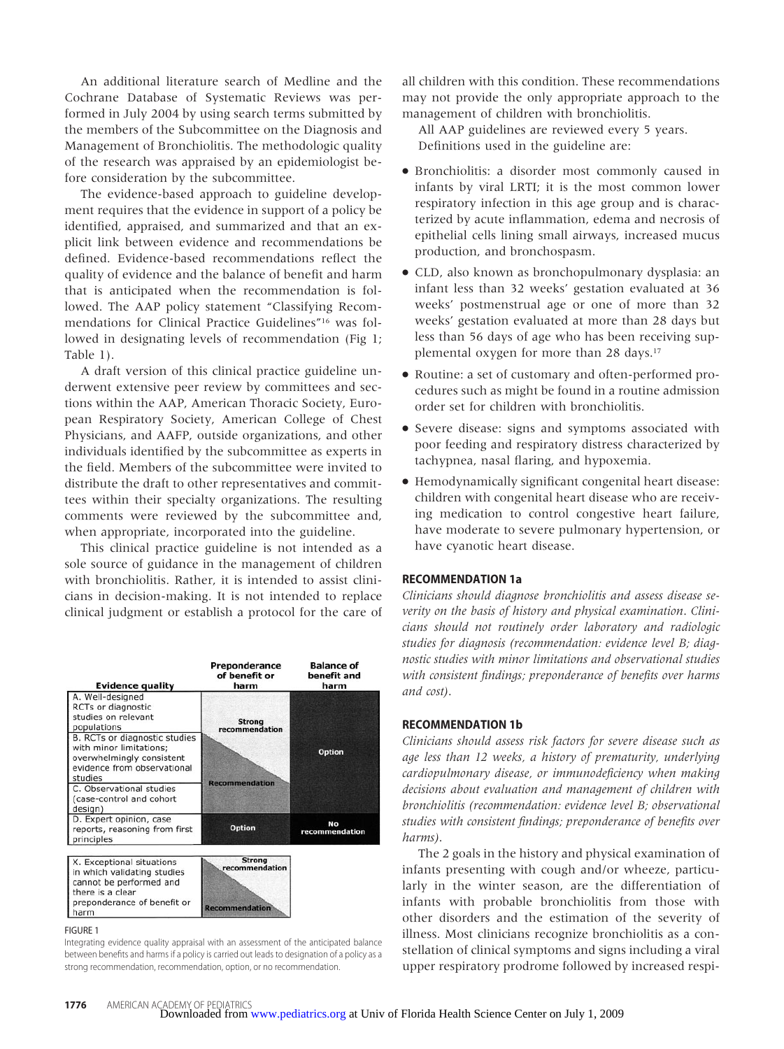An additional literature search of Medline and the Cochrane Database of Systematic Reviews was performed in July 2004 by using search terms submitted by the members of the Subcommittee on the Diagnosis and Management of Bronchiolitis. The methodologic quality of the research was appraised by an epidemiologist before consideration by the subcommittee.

The evidence-based approach to guideline development requires that the evidence in support of a policy be identified, appraised, and summarized and that an explicit link between evidence and recommendations be defined. Evidence-based recommendations reflect the quality of evidence and the balance of benefit and harm that is anticipated when the recommendation is followed. The AAP policy statement "Classifying Recommendations for Clinical Practice Guidelines"[16] was followed in designating levels of recommendation (Fig 1; Table 1).

A draft version of this clinical practice guideline underwent extensive peer review by committees and sections within the AAP, American Thoracic Society, European Respiratory Society, American College of Chest Physicians, and AAFP, outside organizations, and other individuals identified by the subcommittee as experts in the field. Members of the subcommittee were invited to distribute the draft to other representatives and committees within their specialty organizations. The resulting comments were reviewed by the subcommittee and, when appropriate, incorporated into the guideline.

This clinical practice guideline is not intended as a sole source of guidance in the management of children with bronchiolitis. Rather, it is intended to assist clinicians in decision-making. It is not intended to replace clinical judgment or establish a protocol for the care of all children with this condition. These recommendations may not provide the only appropriate approach to the management of children with bronchiolitis.

All AAP guidelines are reviewed every 5 years.

Definitions used in the guideline are:

- Bronchiolitis: a disorder most commonly caused in infants by viral LRTI; it is the most common lower respiratory infection in this age group and is characterized by acute inflammation, edema and necrosis of epithelial cells lining small airways, increased mucus production, and bronchospasm.
- CLD, also known as bronchopulmonary dysplasia: an infant less than 32 weeks' gestation evaluated at 36 weeks' postmenstrual age or one of more than 32 weeks' gestation evaluated at more than 28 days but less than 56 days of age who has been receiving supplemental oxygen for more than 28 days.[17]
- Routine: a set of customary and often-performed procedures such as might be found in a routine admission order set for children with bronchiolitis.
- Severe disease: signs and symptoms associated with poor feeding and respiratory distress characterized by tachypnea, nasal flaring, and hypoxemia.
- Hemodynamically significant congenital heart disease: children with congenital heart disease who are receiving medication to control congestive heart failure, have moderate to severe pulmonary hypertension, or have cyanotic heart disease.

Evidence quality

Preponderance of benefit or harm

Balance of benefit and harm

A. Well-designed RCTs or diagnostic studies on relevant populations

B. RCTs or diagnostic studies with minor limitations; overwhelmingly consistent evidence from observational studies

C. Observational studies (case-control and cohort design)

D. Expert opinion, case reports, reasoning from first principles

Strong recommendation

Recommendation

Option

Option

No recommendation

X. Exceptional situations in which validating studies cannot be performed and there is a clear preponderance of benefit or harm

Strong recommendation

Recommendation

FIGURE 1

Integrating evidence quality appraisal with an assessment of the anticipated balance between benefits and harms if a policy is carried out leads to designation of a policy as a strong recommendation, recommendation, option, or no recommendation.

## RECOMMENDATION 1a

*Clinicians should diagnose bronchiolitis and assess disease severity on the basis of history and physical examination. Clinicians should not routinely order laboratory and radiologic studies for diagnosis (recommendation: evidence level B; diagnostic studies with minor limitations and observational studies with consistent findings; preponderance of benefits over harms and cost).*

## RECOMMENDATION 1b

*Clinicians should assess risk factors for severe disease such as age less than 12 weeks, a history of prematurity, underlying cardiopulmonary disease, or immunodeficiency when making decisions about evaluation and management of children with bronchiolitis (recommendation: evidence level B; observational studies with consistent findings; preponderance of benefits over harms).*

The 2 goals in the history and physical examination of infants presenting with cough and/or wheeze, particularly in the winter season, are the differentiation of infants with probable bronchiolitis from those with other disorders and the estimation of the severity of illness. Most clinicians recognize bronchiolitis as a constellation of clinical symptoms and signs including a viral upper respiratory prodrome followed by increased respi-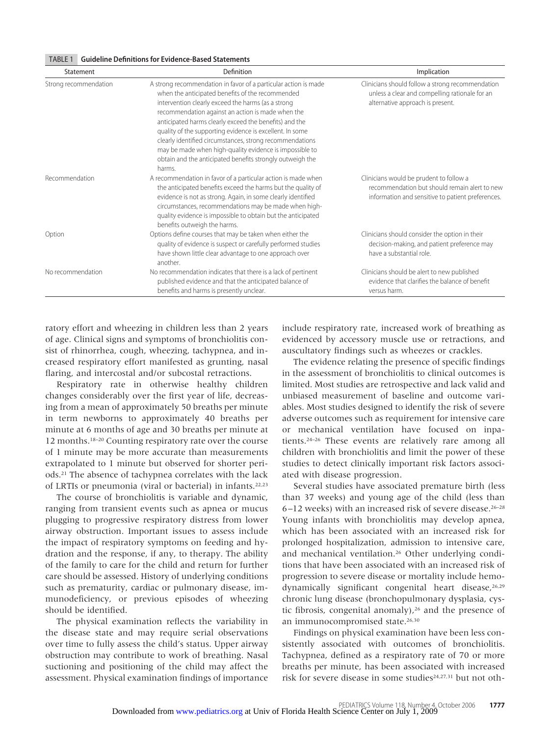TABLE 1 **Guideline Definitions for Evidence-Based Statements**

| Statement | Definition | Implication |
|---|---|---|
| Strong recommendation | A strong recommendation in favor of a particular action is made when the anticipated benefits of the recommended intervention clearly exceed the harms (as a strong recommendation against an action is made when the anticipated harms clearly exceed the benefits) and the quality of the supporting evidence is excellent. In some clearly identified circumstances, strong recommendations may be made when high-quality evidence is impossible to obtain and the anticipated benefits strongly outweigh the harms. | Clinicians should follow a strong recommendation unless a clear and compelling rationale for an alternative approach is present. |
| Recommendation | A recommendation in favor of a particular action is made when the anticipated benefits exceed the harms but the quality of evidence is not as strong. Again, in some clearly identified circumstances, recommendations may be made when high-quality evidence is impossible to obtain but the anticipated benefits outweigh the harms. | Clinicians would be prudent to follow a recommendation but should remain alert to new information and sensitive to patient preferences. |
| Option | Options define courses that may be taken when either the quality of evidence is suspect or carefully performed studies have shown little clear advantage to one approach over another. | Clinicians should consider the option in their decision-making, and patient preference may have a substantial role. |
| No recommendation | No recommendation indicates that there is a lack of pertinent published evidence and that the anticipated balance of benefits and harms is presently unclear. | Clinicians should be alert to new published evidence that clarifies the balance of benefit versus harm. |

ratory effort and wheezing in children less than 2 years of age. Clinical signs and symptoms of bronchiolitis consist of rhinorrhea, cough, wheezing, tachypnea, and increased respiratory effort manifested as grunting, nasal flaring, and intercostal and/or subcostal retractions.

Respiratory rate in otherwise healthy children changes considerably over the first year of life, decreasing from a mean of approximately 50 breaths per minute in term newborns to approximately 40 breaths per minute at 6 months of age and 30 breaths per minute at 12 months.[18–20] Counting respiratory rate over the course of 1 minute may be more accurate than measurements extrapolated to 1 minute but observed for shorter periods.[21] The absence of tachypnea correlates with the lack of LRTIs or pneumonia (viral or bacterial) in infants.[22,23]

The course of bronchiolitis is variable and dynamic, ranging from transient events such as apnea or mucus plugging to progressive respiratory distress from lower airway obstruction. Important issues to assess include the impact of respiratory symptoms on feeding and hydration and the response, if any, to therapy. The ability of the family to care for the child and return for further care should be assessed. History of underlying conditions such as prematurity, cardiac or pulmonary disease, immunodeficiency, or previous episodes of wheezing should be identified.

The physical examination reflects the variability in the disease state and may require serial observations over time to fully assess the child's status. Upper airway obstruction may contribute to work of breathing. Nasal suctioning and positioning of the child may affect the assessment. Physical examination findings of importance include respiratory rate, increased work of breathing as evidenced by accessory muscle use or retractions, and auscultatory findings such as wheezes or crackles.

The evidence relating the presence of specific findings in the assessment of bronchiolitis to clinical outcomes is limited. Most studies are retrospective and lack valid and unbiased measurement of baseline and outcome variables. Most studies designed to identify the risk of severe adverse outcomes such as requirement for intensive care or mechanical ventilation have focused on inpatients.[24–26] These events are relatively rare among all children with bronchiolitis and limit the power of these studies to detect clinically important risk factors associated with disease progression.

Several studies have associated premature birth (less than 37 weeks) and young age of the child (less than 6–12 weeks) with an increased risk of severe disease.[26–28] Young infants with bronchiolitis may develop apnea, which has been associated with an increased risk for prolonged hospitalization, admission to intensive care, and mechanical ventilation.[26] Other underlying conditions that have been associated with an increased risk of progression to severe disease or mortality include hemodynamically significant congenital heart disease,[26,29] chronic lung disease (bronchopulmonary dysplasia, cystic fibrosis, congenital anomaly),[26] and the presence of an immunocompromised state.[26,30]

Findings on physical examination have been less consistently associated with outcomes of bronchiolitis. Tachypnea, defined as a respiratory rate of 70 or more breaths per minute, has been associated with increased risk for severe disease in some studies[24,27,31] but not oth-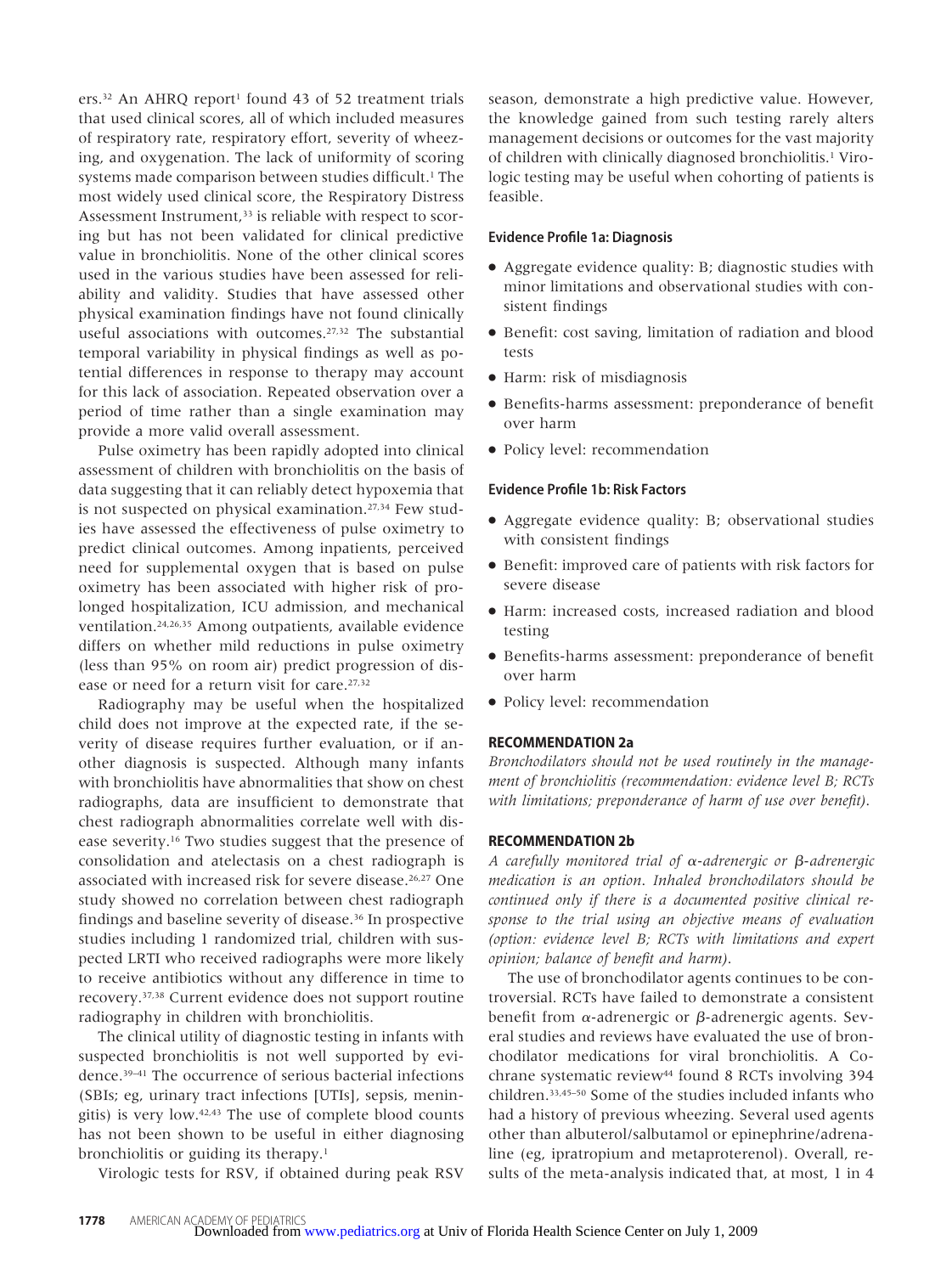ers.[32] An AHRQ report[1] found 43 of 52 treatment trials that used clinical scores, all of which included measures of respiratory rate, respiratory effort, severity of wheezing, and oxygenation. The lack of uniformity of scoring systems made comparison between studies difficult.[1] The most widely used clinical score, the Respiratory Distress Assessment Instrument,[33] is reliable with respect to scoring but has not been validated for clinical predictive value in bronchiolitis. None of the other clinical scores used in the various studies have been assessed for reliability and validity. Studies that have assessed other physical examination findings have not found clinically useful associations with outcomes.[27,32] The substantial temporal variability in physical findings as well as potential differences in response to therapy may account for this lack of association. Repeated observation over a period of time rather than a single examination may provide a more valid overall assessment.

Pulse oximetry has been rapidly adopted into clinical assessment of children with bronchiolitis on the basis of data suggesting that it can reliably detect hypoxemia that is not suspected on physical examination.[27,34] Few studies have assessed the effectiveness of pulse oximetry to predict clinical outcomes. Among inpatients, perceived need for supplemental oxygen that is based on pulse oximetry has been associated with higher risk of prolonged hospitalization, ICU admission, and mechanical ventilation.[24,26,35] Among outpatients, available evidence differs on whether mild reductions in pulse oximetry (less than 95% on room air) predict progression of disease or need for a return visit for care.[27,32]

Radiography may be useful when the hospitalized child does not improve at the expected rate, if the severity of disease requires further evaluation, or if another diagnosis is suspected. Although many infants with bronchiolitis have abnormalities that show on chest radiographs, data are insufficient to demonstrate that chest radiograph abnormalities correlate well with disease severity.[16] Two studies suggest that the presence of consolidation and atelectasis on a chest radiograph is associated with increased risk for severe disease.[26,27] One study showed no correlation between chest radiograph findings and baseline severity of disease.[36] In prospective studies including 1 randomized trial, children with suspected LRTI who received radiographs were more likely to receive antibiotics without any difference in time to recovery.[37,38] Current evidence does not support routine radiography in children with bronchiolitis.

The clinical utility of diagnostic testing in infants with suspected bronchiolitis is not well supported by evidence.[39–41] The occurrence of serious bacterial infections (SBIs; eg, urinary tract infections [UTIs], sepsis, meningitis) is very low.[42,43] The use of complete blood counts has not been shown to be useful in either diagnosing bronchiolitis or guiding its therapy.[1]

Virologic tests for RSV, if obtained during peak RSV season, demonstrate a high predictive value. However, the knowledge gained from such testing rarely alters management decisions or outcomes for the vast majority of children with clinically diagnosed bronchiolitis.[1] Virologic testing may be useful when cohorting of patients is feasible.

#### Evidence Profile 1a: Diagnosis

- Aggregate evidence quality: B; diagnostic studies with minor limitations and observational studies with consistent findings
- Benefit: cost saving, limitation of radiation and blood tests
- Harm: risk of misdiagnosis
- Benefits-harms assessment: preponderance of benefit over harm
- Policy level: recommendation

#### Evidence Profile 1b: Risk Factors

- Aggregate evidence quality: B; observational studies with consistent findings
- Benefit: improved care of patients with risk factors for severe disease
- Harm: increased costs, increased radiation and blood testing
- Benefits-harms assessment: preponderance of benefit over harm
- Policy level: recommendation

### RECOMMENDATION 2a

*Bronchodilators should not be used routinely in the management of bronchiolitis (recommendation: evidence level B; RCTs with limitations; preponderance of harm of use over benefit).*

### RECOMMENDATION 2b

*A carefully monitored trial of α-adrenergic or β-adrenergic medication is an option. Inhaled bronchodilators should be continued only if there is a documented positive clinical response to the trial using an objective means of evaluation (option: evidence level B; RCTs with limitations and expert opinion; balance of benefit and harm).*

The use of bronchodilator agents continues to be controversial. RCTs have failed to demonstrate a consistent benefit from α-adrenergic or β-adrenergic agents. Several studies and reviews have evaluated the use of bronchodilator medications for viral bronchiolitis. A Cochrane systematic review[44] found 8 RCTs involving 394 children.[33,45–50] Some of the studies included infants who had a history of previous wheezing. Several used agents other than albuterol/salbutamol or epinephrine/adrenaline (eg, ipratropium and metaproterenol). Overall, results of the meta-analysis indicated that, at most, 1 in 4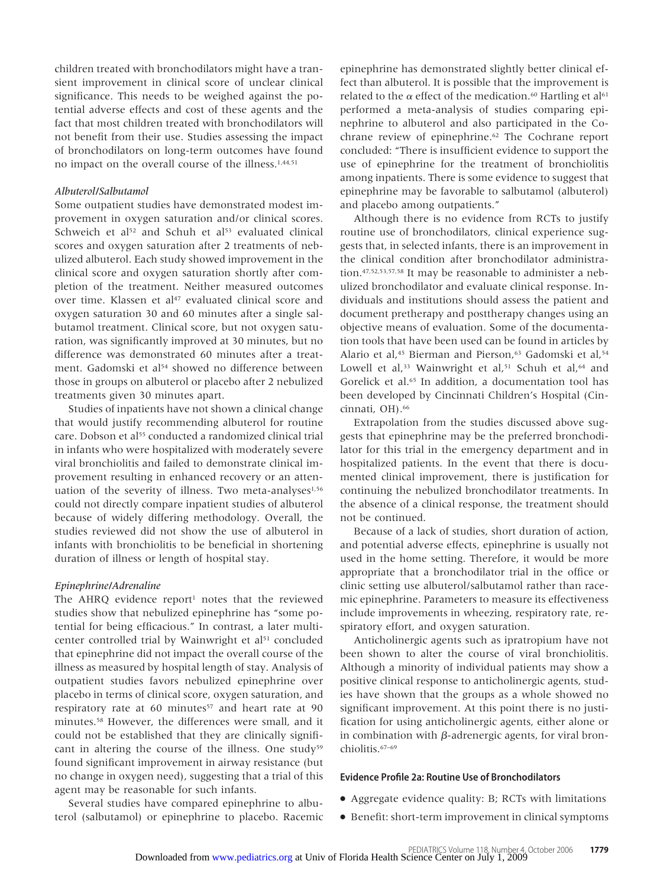children treated with bronchodilators might have a transient improvement in clinical score of unclear clinical significance. This needs to be weighed against the potential adverse effects and cost of these agents and the fact that most children treated with bronchodilators will not benefit from their use. Studies assessing the impact of bronchodilators on long-term outcomes have found no impact on the overall course of the illness.[1,44,51]

### *Albuterol/Salbutamol*

Some outpatient studies have demonstrated modest improvement in oxygen saturation and/or clinical scores. Schweich et al[52] and Schuh et al[53] evaluated clinical scores and oxygen saturation after 2 treatments of nebulized albuterol. Each study showed improvement in the clinical score and oxygen saturation shortly after completion of the treatment. Neither measured outcomes over time. Klassen et al[47] evaluated clinical score and oxygen saturation 30 and 60 minutes after a single salbutamol treatment. Clinical score, but not oxygen saturation, was significantly improved at 30 minutes, but no difference was demonstrated 60 minutes after a treatment. Gadomski et al[54] showed no difference between those in groups on albuterol or placebo after 2 nebulized treatments given 30 minutes apart.

Studies of inpatients have not shown a clinical change that would justify recommending albuterol for routine care. Dobson et al[55] conducted a randomized clinical trial in infants who were hospitalized with moderately severe viral bronchiolitis and failed to demonstrate clinical improvement resulting in enhanced recovery or an attenuation of the severity of illness. Two meta-analyses[1,56] could not directly compare inpatient studies of albuterol because of widely differing methodology. Overall, the studies reviewed did not show the use of albuterol in infants with bronchiolitis to be beneficial in shortening duration of illness or length of hospital stay.

### *Epinephrine/Adrenaline*

The AHRQ evidence report[1] notes that the reviewed studies show that nebulized epinephrine has "some potential for being efficacious." In contrast, a later multicenter controlled trial by Wainwright et al[51] concluded that epinephrine did not impact the overall course of the illness as measured by hospital length of stay. Analysis of outpatient studies favors nebulized epinephrine over placebo in terms of clinical score, oxygen saturation, and respiratory rate at 60 minutes[57] and heart rate at 90 minutes.[58] However, the differences were small, and it could not be established that they are clinically significant in altering the course of the illness. One study[59] found significant improvement in airway resistance (but no change in oxygen need), suggesting that a trial of this agent may be reasonable for such infants.

Several studies have compared epinephrine to albuterol (salbutamol) or epinephrine to placebo. Racemic epinephrine has demonstrated slightly better clinical effect than albuterol. It is possible that the improvement is related to the $\alpha$ effect of the medication.[60] Hartling et al[61] performed a meta-analysis of studies comparing epinephrine to albuterol and also participated in the Cochrane review of epinephrine.[62] The Cochrane report concluded: "There is insufficient evidence to support the use of epinephrine for the treatment of bronchiolitis among inpatients. There is some evidence to suggest that epinephrine may be favorable to salbutamol (albuterol) and placebo among outpatients."

Although there is no evidence from RCTs to justify routine use of bronchodilators, clinical experience suggests that, in selected infants, there is an improvement in the clinical condition after bronchodilator administration.[47,52,53,57,58] It may be reasonable to administer a nebulized bronchodilator and evaluate clinical response. Individuals and institutions should assess the patient and document pretherapy and posttherapy changes using an objective means of evaluation. Some of the documentation tools that have been used can be found in articles by Alario et al,[45] Bierman and Pierson,[63] Gadomski et al,[54] Lowell et al,[33] Wainwright et al,[51] Schuh et al,[64] and Gorelick et al.[65] In addition, a documentation tool has been developed by Cincinnati Children's Hospital (Cincinnati, OH).[66]

Extrapolation from the studies discussed above suggests that epinephrine may be the preferred bronchodilator for this trial in the emergency department and in hospitalized patients. In the event that there is documented clinical improvement, there is justification for continuing the nebulized bronchodilator treatments. In the absence of a clinical response, the treatment should not be continued.

Because of a lack of studies, short duration of action, and potential adverse effects, epinephrine is usually not used in the home setting. Therefore, it would be more appropriate that a bronchodilator trial in the office or clinic setting use albuterol/salbutamol rather than racemic epinephrine. Parameters to measure its effectiveness include improvements in wheezing, respiratory rate, respiratory effort, and oxygen saturation.

Anticholinergic agents such as ipratropium have not been shown to alter the course of viral bronchiolitis. Although a minority of individual patients may show a positive clinical response to anticholinergic agents, studies have shown that the groups as a whole showed no significant improvement. At this point there is no justification for using anticholinergic agents, either alone or in combination with $\beta$-adrenergic agents, for viral bronchiolitis.[67–69]

#### Evidence Profile 2a: Routine Use of Bronchodilators

- Aggregate evidence quality: B; RCTs with limitations
- Benefit: short-term improvement in clinical symptoms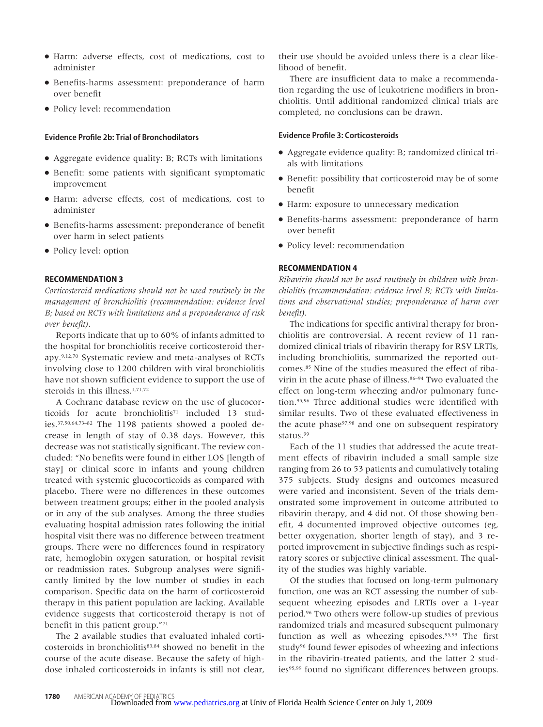- Harm: adverse effects, cost of medications, cost to administer
- Benefits-harms assessment: preponderance of harm over benefit
- Policy level: recommendation

**Evidence Profile 2b: Trial of Bronchodilators**

- Aggregate evidence quality: B; RCTs with limitations
- Benefit: some patients with significant symptomatic improvement
- Harm: adverse effects, cost of medications, cost to administer
- Benefits-harms assessment: preponderance of benefit over harm in select patients
- Policy level: option

**RECOMMENDATION 3**

*Corticosteroid medications should not be used routinely in the management of bronchiolitis (recommendation: evidence level B; based on RCTs with limitations and a preponderance of risk over benefit).*

Reports indicate that up to 60% of infants admitted to the hospital for bronchiolitis receive corticosteroid therapy.[9,12,70] Systematic review and meta-analyses of RCTs involving close to 1200 children with viral bronchiolitis have not shown sufficient evidence to support the use of steroids in this illness.[1,71,72]

A Cochrane database review on the use of glucocorticoids for acute bronchiolitis[71] included 13 studies.[37,50,64,73–82] The 1198 patients showed a pooled decrease in length of stay of 0.38 days. However, this decrease was not statistically significant. The review concluded: "No benefits were found in either LOS [length of stay] or clinical score in infants and young children treated with systemic glucocorticoids as compared with placebo. There were no differences in these outcomes between treatment groups; either in the pooled analysis or in any of the sub analyses. Among the three studies evaluating hospital admission rates following the initial hospital visit there was no difference between treatment groups. There were no differences found in respiratory rate, hemoglobin oxygen saturation, or hospital revisit or readmission rates. Subgroup analyses were significantly limited by the low number of studies in each comparison. Specific data on the harm of corticosteroid therapy in this patient population are lacking. Available evidence suggests that corticosteroid therapy is not of benefit in this patient group."[71]

The 2 available studies that evaluated inhaled corticosteroids in bronchiolitis[83,84] showed no benefit in the course of the acute disease. Because the safety of high-dose inhaled corticosteroids in infants is still not clear, their use should be avoided unless there is a clear likelihood of benefit.

There are insufficient data to make a recommendation regarding the use of leukotriene modifiers in bronchiolitis. Until additional randomized clinical trials are completed, no conclusions can be drawn.

**Evidence Profile 3: Corticosteroids**

- Aggregate evidence quality: B; randomized clinical trials with limitations
- Benefit: possibility that corticosteroid may be of some benefit
- Harm: exposure to unnecessary medication
- Benefits-harms assessment: preponderance of harm over benefit
- Policy level: recommendation

**RECOMMENDATION 4**

*Ribavirin should not be used routinely in children with bronchiolitis (recommendation: evidence level B; RCTs with limitations and observational studies; preponderance of harm over benefit).*

The indications for specific antiviral therapy for bronchiolitis are controversial. A recent review of 11 randomized clinical trials of ribavirin therapy for RSV LRTIs, including bronchiolitis, summarized the reported outcomes.[85] Nine of the studies measured the effect of ribavirin in the acute phase of illness.[86–94] Two evaluated the effect on long-term wheezing and/or pulmonary function.[95,96] Three additional studies were identified with similar results. Two of these evaluated effectiveness in the acute phase[97,98] and one on subsequent respiratory status.[99]

Each of the 11 studies that addressed the acute treatment effects of ribavirin included a small sample size ranging from 26 to 53 patients and cumulatively totaling 375 subjects. Study designs and outcomes measured were varied and inconsistent. Seven of the trials demonstrated some improvement in outcome attributed to ribavirin therapy, and 4 did not. Of those showing benefit, 4 documented improved objective outcomes (eg, better oxygenation, shorter length of stay), and 3 reported improvement in subjective findings such as respiratory scores or subjective clinical assessment. The quality of the studies was highly variable.

Of the studies that focused on long-term pulmonary function, one was an RCT assessing the number of subsequent wheezing episodes and LRTIs over a 1-year period.[96] Two others were follow-up studies of previous randomized trials and measured subsequent pulmonary function as well as wheezing episodes.[95,99] The first study[96] found fewer episodes of wheezing and infections in the ribavirin-treated patients, and the latter 2 studies[95,99] found no significant differences between groups.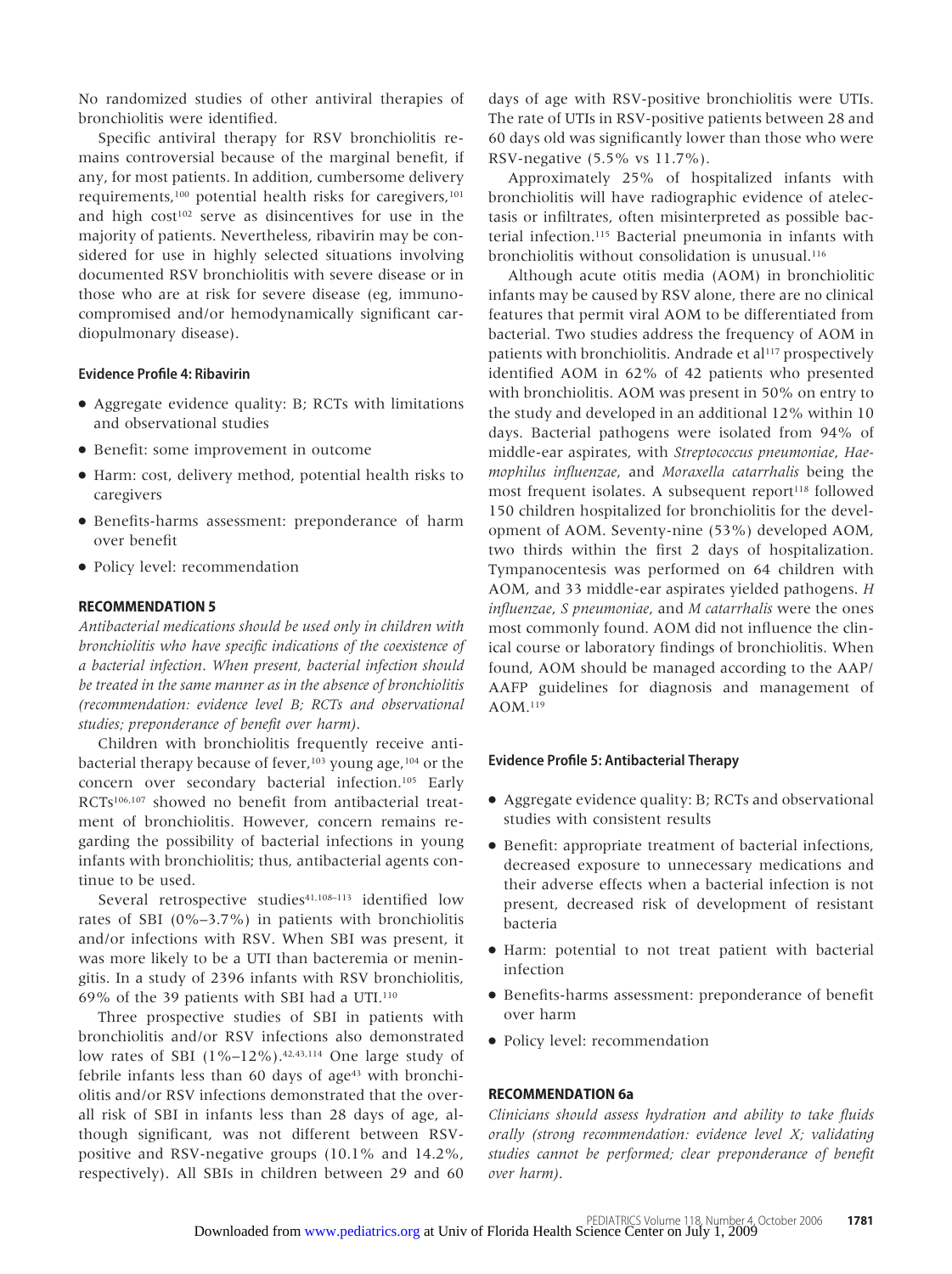No randomized studies of other antiviral therapies of bronchiolitis were identified.

Specific antiviral therapy for RSV bronchiolitis remains controversial because of the marginal benefit, if any, for most patients. In addition, cumbersome delivery requirements,[100] potential health risks for caregivers,[101] and high cost[102] serve as disincentives for use in the majority of patients. Nevertheless, ribavirin may be considered for use in highly selected situations involving documented RSV bronchiolitis with severe disease or in those who are at risk for severe disease (eg, immunocompromised and/or hemodynamically significant cardiopulmonary disease).

#### Evidence Profile 4: Ribavirin

- Aggregate evidence quality: B; RCTs with limitations and observational studies
- Benefit: some improvement in outcome
- Harm: cost, delivery method, potential health risks to caregivers
- Benefits-harms assessment: preponderance of harm over benefit
- Policy level: recommendation

#### RECOMMENDATION 5

*Antibacterial medications should be used only in children with bronchiolitis who have specific indications of the coexistence of a bacterial infection. When present, bacterial infection should be treated in the same manner as in the absence of bronchiolitis (recommendation: evidence level B; RCTs and observational studies; preponderance of benefit over harm).*

Children with bronchiolitis frequently receive antibacterial therapy because of fever,[103] young age,[104] or the concern over secondary bacterial infection.[105] Early RCTs[106,107] showed no benefit from antibacterial treatment of bronchiolitis. However, concern remains regarding the possibility of bacterial infections in young infants with bronchiolitis; thus, antibacterial agents continue to be used.

Several retrospective studies[41,108–113] identified low rates of SBI (0%–3.7%) in patients with bronchiolitis and/or infections with RSV. When SBI was present, it was more likely to be a UTI than bacteremia or meningitis. In a study of 2396 infants with RSV bronchiolitis, 69% of the 39 patients with SBI had a UTI.[110]

Three prospective studies of SBI in patients with bronchiolitis and/or RSV infections also demonstrated low rates of SBI (1%–12%).[42,43,114] One large study of febrile infants less than 60 days of age[43] with bronchiolitis and/or RSV infections demonstrated that the overall risk of SBI in infants less than 28 days of age, although significant, was not different between RSV-positive and RSV-negative groups (10.1% and 14.2%, respectively). All SBIs in children between 29 and 60 days of age with RSV-positive bronchiolitis were UTIs. The rate of UTIs in RSV-positive patients between 28 and 60 days old was significantly lower than those who were RSV-negative (5.5% vs 11.7%).

Approximately 25% of hospitalized infants with bronchiolitis will have radiographic evidence of atelectasis or infiltrates, often misinterpreted as possible bacterial infection.[115] Bacterial pneumonia in infants with bronchiolitis without consolidation is unusual.[116]

Although acute otitis media (AOM) in bronchiolitic infants may be caused by RSV alone, there are no clinical features that permit viral AOM to be differentiated from bacterial. Two studies address the frequency of AOM in patients with bronchiolitis. Andrade et al[117] prospectively identified AOM in 62% of 42 patients who presented with bronchiolitis. AOM was present in 50% on entry to the study and developed in an additional 12% within 10 days. Bacterial pathogens were isolated from 94% of middle-ear aspirates, with *Streptococcus pneumoniae*, *Haemophilus influenzae*, and *Moraxella catarrhalis* being the most frequent isolates. A subsequent report[118] followed 150 children hospitalized for bronchiolitis for the development of AOM. Seventy-nine (53%) developed AOM, two thirds within the first 2 days of hospitalization. Tympanocentesis was performed on 64 children with AOM, and 33 middle-ear aspirates yielded pathogens. *H influenzae*, *S pneumoniae*, and *M catarrhalis* were the ones most commonly found. AOM did not influence the clinical course or laboratory findings of bronchiolitis. When found, AOM should be managed according to the AAP/AAFP guidelines for diagnosis and management of AOM.[119]

#### Evidence Profile 5: Antibacterial Therapy

- Aggregate evidence quality: B; RCTs and observational studies with consistent results
- Benefit: appropriate treatment of bacterial infections, decreased exposure to unnecessary medications and their adverse effects when a bacterial infection is not present, decreased risk of development of resistant bacteria
- Harm: potential to not treat patient with bacterial infection
- Benefits-harms assessment: preponderance of benefit over harm
- Policy level: recommendation

#### RECOMMENDATION 6a

*Clinicians should assess hydration and ability to take fluids orally (strong recommendation: evidence level X; validating studies cannot be performed; clear preponderance of benefit over harm).*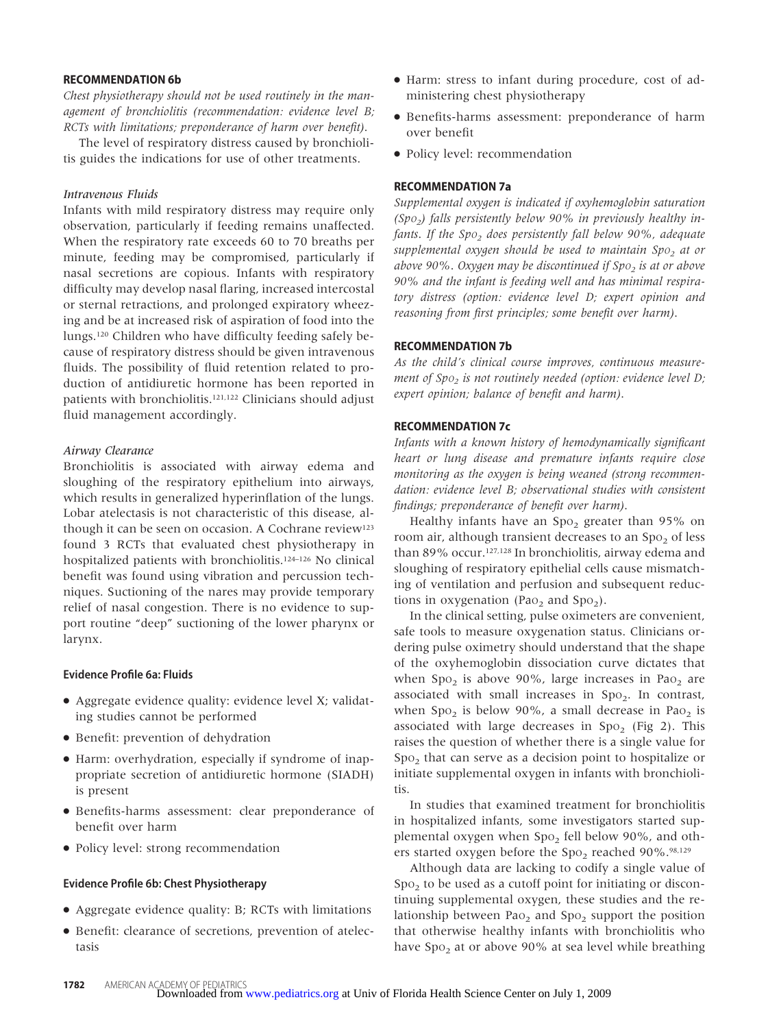### RECOMMENDATION 6b

*Chest physiotherapy should not be used routinely in the management of bronchiolitis (recommendation: evidence level B; RCTs with limitations; preponderance of harm over benefit).*

The level of respiratory distress caused by bronchiolitis guides the indications for use of other treatments.

#### *Intravenous Fluids*

Infants with mild respiratory distress may require only observation, particularly if feeding remains unaffected. When the respiratory rate exceeds 60 to 70 breaths per minute, feeding may be compromised, particularly if nasal secretions are copious. Infants with respiratory difficulty may develop nasal flaring, increased intercostal or sternal retractions, and prolonged expiratory wheezing and be at increased risk of aspiration of food into the lungs.[120] Children who have difficulty feeding safely because of respiratory distress should be given intravenous fluids. The possibility of fluid retention related to production of antidiuretic hormone has been reported in patients with bronchiolitis.[121,122] Clinicians should adjust fluid management accordingly.

#### *Airway Clearance*

Bronchiolitis is associated with airway edema and sloughing of the respiratory epithelium into airways, which results in generalized hyperinflation of the lungs. Lobar atelectasis is not characteristic of this disease, although it can be seen on occasion. A Cochrane review[123] found 3 RCTs that evaluated chest physiotherapy in hospitalized patients with bronchiolitis.[124–126] No clinical benefit was found using vibration and percussion techniques. Suctioning of the nares may provide temporary relief of nasal congestion. There is no evidence to support routine "deep" suctioning of the lower pharynx or larynx.

#### Evidence Profile 6a: Fluids

- Aggregate evidence quality: evidence level X; validating studies cannot be performed
- Benefit: prevention of dehydration
- Harm: overhydration, especially if syndrome of inappropriate secretion of antidiuretic hormone (SIADH) is present
- Benefits-harms assessment: clear preponderance of benefit over harm
- Policy level: strong recommendation

#### Evidence Profile 6b: Chest Physiotherapy

- Aggregate evidence quality: B; RCTs with limitations
- Benefit: clearance of secretions, prevention of atelectasis
- Harm: stress to infant during procedure, cost of administering chest physiotherapy
- Benefits-harms assessment: preponderance of harm over benefit
- Policy level: recommendation

### RECOMMENDATION 7a

*Supplemental oxygen is indicated if oxyhemoglobin saturation ($Spo_2$) falls persistently below 90% in previously healthy infants. If the $Spo_2$ does persistently fall below 90%, adequate supplemental oxygen should be used to maintain $Spo_2$ at or above 90%. Oxygen may be discontinued if $Spo_2$ is at or above 90% and the infant is feeding well and has minimal respiratory distress (option: evidence level D; expert opinion and reasoning from first principles; some benefit over harm).*

### RECOMMENDATION 7b

*As the child's clinical course improves, continuous measurement of $Spo_2$ is not routinely needed (option: evidence level D; expert opinion; balance of benefit and harm).*

### RECOMMENDATION 7c

*Infants with a known history of hemodynamically significant heart or lung disease and premature infants require close monitoring as the oxygen is being weaned (strong recommendation: evidence level B; observational studies with consistent findings; preponderance of benefit over harm).*

Healthy infants have an $Spo_2$ greater than 95% on room air, although transient decreases to an $Spo_2$ of less than 89% occur.[127,128] In bronchiolitis, airway edema and sloughing of respiratory epithelial cells cause mismatching of ventilation and perfusion and subsequent reductions in oxygenation ($Pao_2$ and $Spo_2$).

In the clinical setting, pulse oximeters are convenient, safe tools to measure oxygenation status. Clinicians ordering pulse oximetry should understand that the shape of the oxyhemoglobin dissociation curve dictates that when $Spo_2$ is above 90%, large increases in $Pao_2$ are associated with small increases in $Spo_2$. In contrast, when $Spo_2$ is below 90%, a small decrease in $Pao_2$ is associated with large decreases in $Spo_2$ (Fig 2). This raises the question of whether there is a single value for $Spo_2$ that can serve as a decision point to hospitalize or initiate supplemental oxygen in infants with bronchiolitis.

In studies that examined treatment for bronchiolitis in hospitalized infants, some investigators started supplemental oxygen when $Spo_2$ fell below 90%, and others started oxygen before the $Spo_2$ reached 90%.[98,129]

Although data are lacking to codify a single value of $Spo_2$ to be used as a cutoff point for initiating or discontinuing supplemental oxygen, these studies and the relationship between $Pao_2$ and $Spo_2$ support the position that otherwise healthy infants with bronchiolitis who have $Spo_2$ at or above 90% at sea level while breathing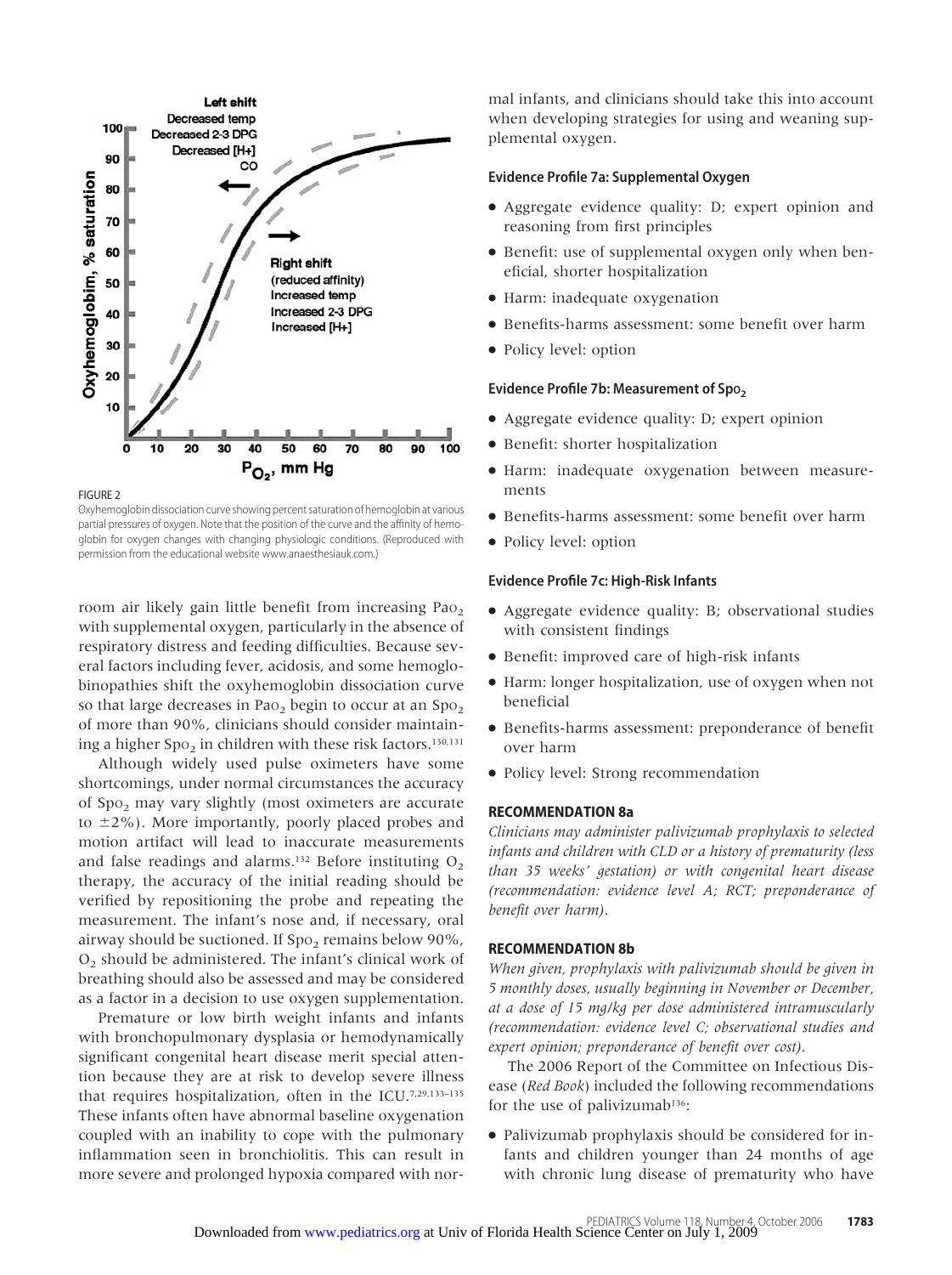FIGURE 2

Oxyhemoglobin dissociation curve showing percent saturation of hemoglobin at various partial pressures of oxygen. Note that the position of the curve and the affinity of hemoglobin for oxygen changes with changing physiologic conditions. (Reproduced with permission from the educational website www.anaesthesiauk.com.)

room air likely gain little benefit from increasing $Pa_{O_2}$ with supplemental oxygen, particularly in the absence of respiratory distress and feeding difficulties. Because several factors including fever, acidosis, and some hemoglobinopathies shift the oxyhemoglobin dissociation curve so that large decreases in $Pa_{O_2}$ begin to occur at an $Sp_{O_2}$ of more than 90%, clinicians should consider maintaining a higher $Sp_{O_2}$ in children with these risk factors.[130,131]

Although widely used pulse oximeters have some shortcomings, under normal circumstances the accuracy of $Sp_{O_2}$ may vary slightly (most oximeters are accurate to $\pm 2\%$). More importantly, poorly placed probes and motion artifact will lead to inaccurate measurements and false readings and alarms.[132] Before instituting $O_2$ therapy, the accuracy of the initial reading should be verified by repositioning the probe and repeating the measurement. The infant's nose and, if necessary, oral airway should be suctioned. If $Sp_{O_2}$ remains below 90%, $O_2$ should be administered. The infant's clinical work of breathing should also be assessed and may be considered as a factor in a decision to use oxygen supplementation.

Premature or low birth weight infants and infants with bronchopulmonary dysplasia or hemodynamically significant congenital heart disease merit special attention because they are at risk to develop severe illness that requires hospitalization, often in the ICU.[7,29,133–135] These infants often have abnormal baseline oxygenation coupled with an inability to cope with the pulmonary inflammation seen in bronchiolitis. This can result in more severe and prolonged hypoxia compared with normal infants, and clinicians should take this into account when developing strategies for using and weaning supplemental oxygen.

### Evidence Profile 7a: Supplemental Oxygen

- Aggregate evidence quality: D; expert opinion and reasoning from first principles
- Benefit: use of supplemental oxygen only when beneficial, shorter hospitalization
- Harm: inadequate oxygenation
- Benefits-harms assessment: some benefit over harm
- Policy level: option

### Evidence Profile 7b: Measurement of $Sp_{O_2}$

- Aggregate evidence quality: D; expert opinion
- Benefit: shorter hospitalization
- Harm: inadequate oxygenation between measurements
- Benefits-harms assessment: some benefit over harm
- Policy level: option

### Evidence Profile 7c: High-Risk Infants

- Aggregate evidence quality: B; observational studies with consistent findings
- Benefit: improved care of high-risk infants
- Harm: longer hospitalization, use of oxygen when not beneficial
- Benefits-harms assessment: preponderance of benefit over harm
- Policy level: Strong recommendation

### RECOMMENDATION 8a

*Clinicians may administer palivizumab prophylaxis to selected infants and children with CLD or a history of prematurity (less than 35 weeks' gestation) or with congenital heart disease (recommendation: evidence level A; RCT; preponderance of benefit over harm).*

### RECOMMENDATION 8b

*When given, prophylaxis with palivizumab should be given in 5 monthly doses, usually beginning in November or December, at a dose of 15 mg/kg per dose administered intramuscularly (recommendation: evidence level C; observational studies and expert opinion; preponderance of benefit over cost).*

The 2006 Report of the Committee on Infectious Disease (*Red Book*) included the following recommendations for the use of palivizumab[136]:

- Palivizumab prophylaxis should be considered for infants and children younger than 24 months of age with chronic lung disease of prematurity who have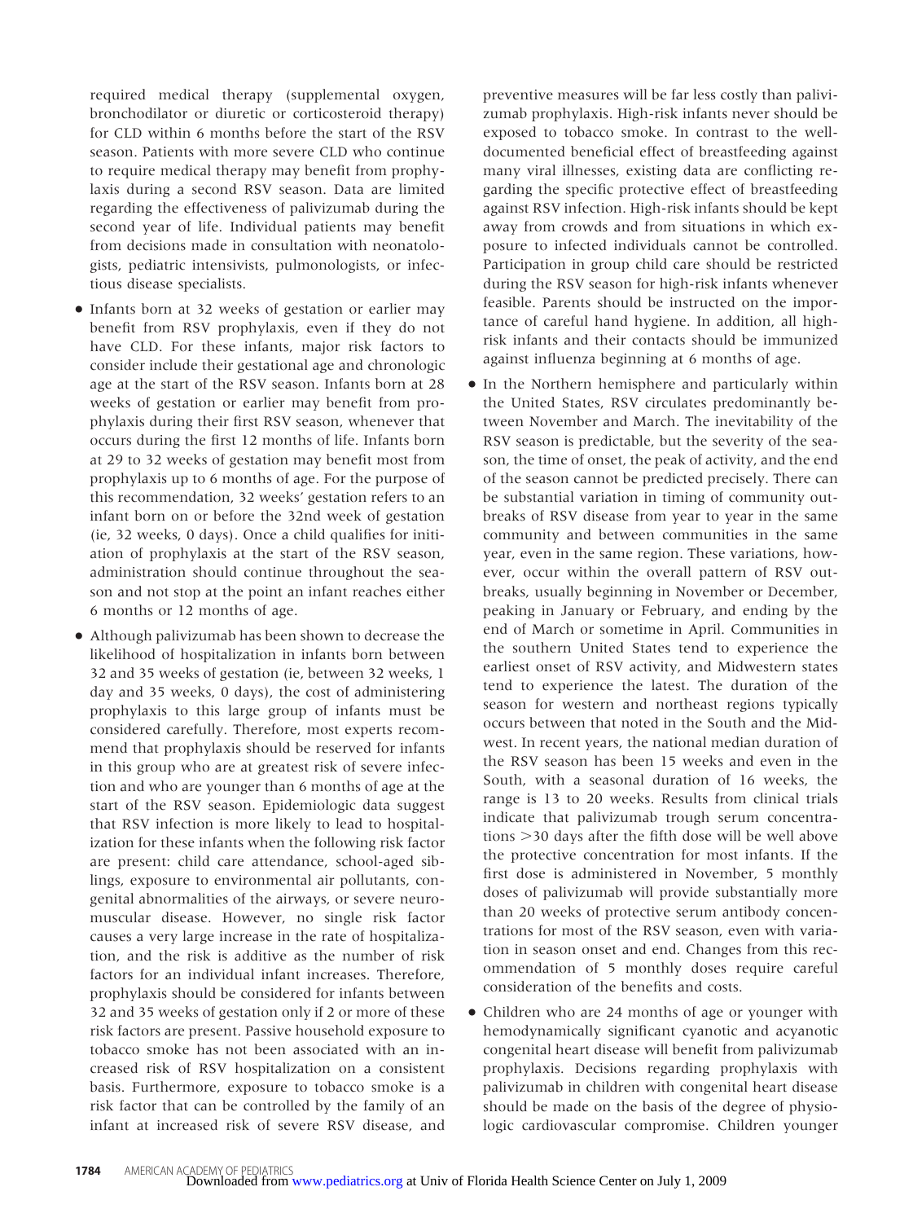required medical therapy (supplemental oxygen, bronchodilator or diuretic or corticosteroid therapy) for CLD within 6 months before the start of the RSV season. Patients with more severe CLD who continue to require medical therapy may benefit from prophylaxis during a second RSV season. Data are limited regarding the effectiveness of palivizumab during the second year of life. Individual patients may benefit from decisions made in consultation with neonatologists, pediatric intensivists, pulmonologists, or infectious disease specialists.

- Infants born at 32 weeks of gestation or earlier may benefit from RSV prophylaxis, even if they do not have CLD. For these infants, major risk factors to consider include their gestational age and chronologic age at the start of the RSV season. Infants born at 28 weeks of gestation or earlier may benefit from prophylaxis during their first RSV season, whenever that occurs during the first 12 months of life. Infants born at 29 to 32 weeks of gestation may benefit most from prophylaxis up to 6 months of age. For the purpose of this recommendation, 32 weeks' gestation refers to an infant born on or before the 32nd week of gestation (ie, 32 weeks, 0 days). Once a child qualifies for initiation of prophylaxis at the start of the RSV season, administration should continue throughout the season and not stop at the point an infant reaches either 6 months or 12 months of age.
- Although palivizumab has been shown to decrease the likelihood of hospitalization in infants born between 32 and 35 weeks of gestation (ie, between 32 weeks, 1 day and 35 weeks, 0 days), the cost of administering prophylaxis to this large group of infants must be considered carefully. Therefore, most experts recommend that prophylaxis should be reserved for infants in this group who are at greatest risk of severe infection and who are younger than 6 months of age at the start of the RSV season. Epidemiologic data suggest that RSV infection is more likely to lead to hospitalization for these infants when the following risk factor are present: child care attendance, school-aged siblings, exposure to environmental air pollutants, congenital abnormalities of the airways, or severe neuromuscular disease. However, no single risk factor causes a very large increase in the rate of hospitalization, and the risk is additive as the number of risk factors for an individual infant increases. Therefore, prophylaxis should be considered for infants between 32 and 35 weeks of gestation only if 2 or more of these risk factors are present. Passive household exposure to tobacco smoke has not been associated with an increased risk of RSV hospitalization on a consistent basis. Furthermore, exposure to tobacco smoke is a risk factor that can be controlled by the family of an infant at increased risk of severe RSV disease, and preventive measures will be far less costly than palivizumab prophylaxis. High-risk infants never should be exposed to tobacco smoke. In contrast to the well-documented beneficial effect of breastfeeding against many viral illnesses, existing data are conflicting regarding the specific protective effect of breastfeeding against RSV infection. High-risk infants should be kept away from crowds and from situations in which exposure to infected individuals cannot be controlled. Participation in group child care should be restricted during the RSV season for high-risk infants whenever feasible. Parents should be instructed on the importance of careful hand hygiene. In addition, all high-risk infants and their contacts should be immunized against influenza beginning at 6 months of age.
- In the Northern hemisphere and particularly within the United States, RSV circulates predominantly between November and March. The inevitability of the RSV season is predictable, but the severity of the season, the time of onset, the peak of activity, and the end of the season cannot be predicted precisely. There can be substantial variation in timing of community outbreaks of RSV disease from year to year in the same community and between communities in the same year, even in the same region. These variations, however, occur within the overall pattern of RSV outbreaks, usually beginning in November or December, peaking in January or February, and ending by the end of March or sometime in April. Communities in the southern United States tend to experience the earliest onset of RSV activity, and Midwestern states tend to experience the latest. The duration of the season for western and northeast regions typically occurs between that noted in the South and the Midwest. In recent years, the national median duration of the RSV season has been 15 weeks and even in the South, with a seasonal duration of 16 weeks, the range is 13 to 20 weeks. Results from clinical trials indicate that palivizumab trough serum concentrations >30 days after the fifth dose will be well above the protective concentration for most infants. If the first dose is administered in November, 5 monthly doses of palivizumab will provide substantially more than 20 weeks of protective serum antibody concentrations for most of the RSV season, even with variation in season onset and end. Changes from this recommendation of 5 monthly doses require careful consideration of the benefits and costs.
- Children who are 24 months of age or younger with hemodynamically significant cyanotic and acyanotic congenital heart disease will benefit from palivizumab prophylaxis. Decisions regarding prophylaxis with palivizumab in children with congenital heart disease should be made on the basis of the degree of physiologic cardiovascular compromise. Children younger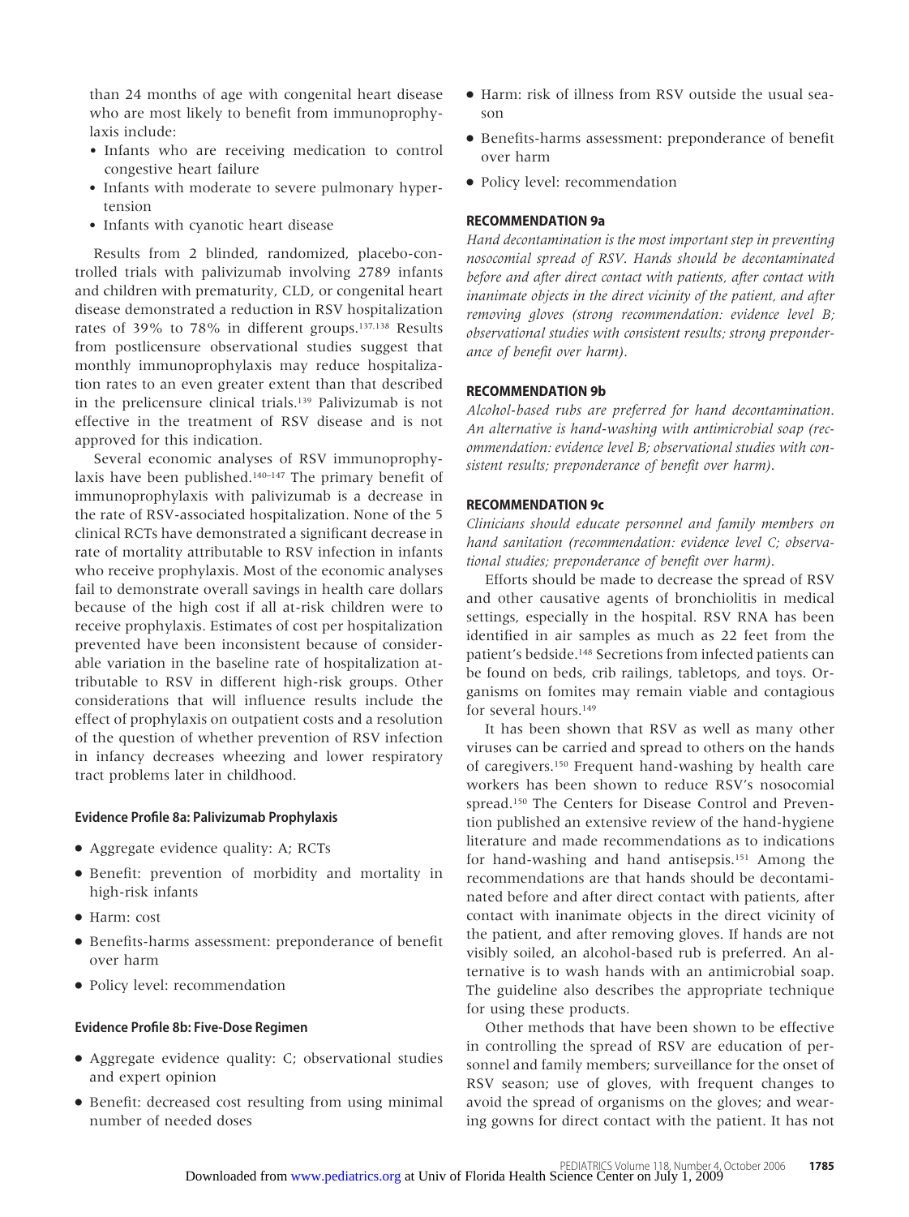than 24 months of age with congenital heart disease who are most likely to benefit from immunoprophylaxis include:

- Infants who are receiving medication to control congestive heart failure
- Infants with moderate to severe pulmonary hypertension
- Infants with cyanotic heart disease

Results from 2 blinded, randomized, placebo-controlled trials with palivizumab involving 2789 infants and children with prematurity, CLD, or congenital heart disease demonstrated a reduction in RSV hospitalization rates of 39% to 78% in different groups.[137,138] Results from postlicensure observational studies suggest that monthly immunoprophylaxis may reduce hospitalization rates to an even greater extent than that described in the prelicensure clinical trials.[139] Palivizumab is not effective in the treatment of RSV disease and is not approved for this indication.

Several economic analyses of RSV immunoprophylaxis have been published.[140–147] The primary benefit of immunoprophylaxis with palivizumab is a decrease in the rate of RSV-associated hospitalization. None of the 5 clinical RCTs have demonstrated a significant decrease in rate of mortality attributable to RSV infection in infants who receive prophylaxis. Most of the economic analyses fail to demonstrate overall savings in health care dollars because of the high cost if all at-risk children were to receive prophylaxis. Estimates of cost per hospitalization prevented have been inconsistent because of considerable variation in the baseline rate of hospitalization attributable to RSV in different high-risk groups. Other considerations that will influence results include the effect of prophylaxis on outpatient costs and a resolution of the question of whether prevention of RSV infection in infancy decreases wheezing and lower respiratory tract problems later in childhood.

#### Evidence Profile 8a: Palivizumab Prophylaxis

- Aggregate evidence quality: A; RCTs
- Benefit: prevention of morbidity and mortality in high-risk infants
- Harm: cost
- Benefits-harms assessment: preponderance of benefit over harm
- Policy level: recommendation

#### Evidence Profile 8b: Five-Dose Regimen

- Aggregate evidence quality: C; observational studies and expert opinion
- Benefit: decreased cost resulting from using minimal number of needed doses
- Harm: risk of illness from RSV outside the usual season
- Benefits-harms assessment: preponderance of benefit over harm
- Policy level: recommendation

#### RECOMMENDATION 9a

*Hand decontamination is the most important step in preventing nosocomial spread of RSV. Hands should be decontaminated before and after direct contact with patients, after contact with inanimate objects in the direct vicinity of the patient, and after removing gloves (strong recommendation: evidence level B; observational studies with consistent results; strong preponderance of benefit over harm).*

#### RECOMMENDATION 9b

*Alcohol-based rubs are preferred for hand decontamination. An alternative is hand-washing with antimicrobial soap (recommendation: evidence level B; observational studies with consistent results; preponderance of benefit over harm).*

#### RECOMMENDATION 9c

*Clinicians should educate personnel and family members on hand sanitation (recommendation: evidence level C; observational studies; preponderance of benefit over harm).*

Efforts should be made to decrease the spread of RSV and other causative agents of bronchiolitis in medical settings, especially in the hospital. RSV RNA has been identified in air samples as much as 22 feet from the patient's bedside.[148] Secretions from infected patients can be found on beds, crib railings, tabletops, and toys. Organisms on fomites may remain viable and contagious for several hours.[149]

It has been shown that RSV as well as many other viruses can be carried and spread to others on the hands of caregivers.[150] Frequent hand-washing by health care workers has been shown to reduce RSV's nosocomial spread.[150] The Centers for Disease Control and Prevention published an extensive review of the hand-hygiene literature and made recommendations as to indications for hand-washing and hand antisepsis.[151] Among the recommendations are that hands should be decontaminated before and after direct contact with patients, after contact with inanimate objects in the direct vicinity of the patient, and after removing gloves. If hands are not visibly soiled, an alcohol-based rub is preferred. An alternative is to wash hands with an antimicrobial soap. The guideline also describes the appropriate technique for using these products.

Other methods that have been shown to be effective in controlling the spread of RSV are education of personnel and family members; surveillance for the onset of RSV season; use of gloves, with frequent changes to avoid the spread of organisms on the gloves; and wearing gowns for direct contact with the patient. It has not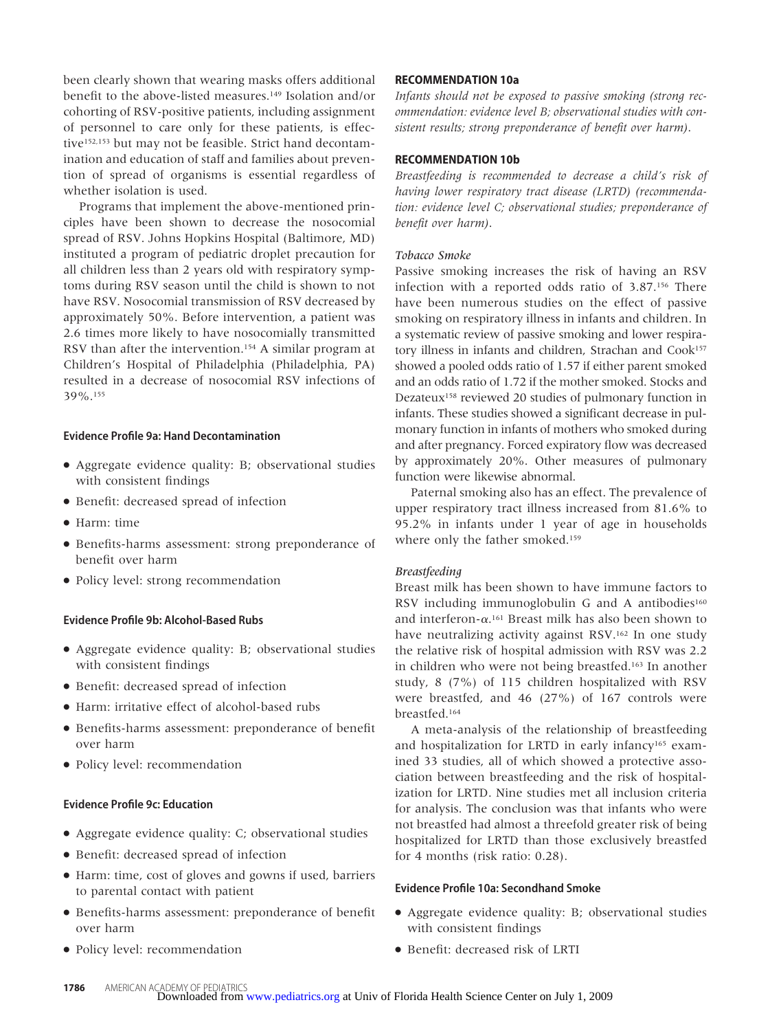been clearly shown that wearing masks offers additional benefit to the above-listed measures.[149] Isolation and/or cohorting of RSV-positive patients, including assignment of personnel to care only for these patients, is effective[152,153] but may not be feasible. Strict hand decontamination and education of staff and families about prevention of spread of organisms is essential regardless of whether isolation is used.

Programs that implement the above-mentioned principles have been shown to decrease the nosocomial spread of RSV. Johns Hopkins Hospital (Baltimore, MD) instituted a program of pediatric droplet precaution for all children less than 2 years old with respiratory symptoms during RSV season until the child is shown to not have RSV. Nosocomial transmission of RSV decreased by approximately 50%. Before intervention, a patient was 2.6 times more likely to have nosocomially transmitted RSV than after the intervention.[154] A similar program at Children's Hospital of Philadelphia (Philadelphia, PA) resulted in a decrease of nosocomial RSV infections of 39%.[155]

**Evidence Profile 9a: Hand Decontamination**

- Aggregate evidence quality: B; observational studies with consistent findings
- Benefit: decreased spread of infection
- Harm: time
- Benefits-harms assessment: strong preponderance of benefit over harm
- Policy level: strong recommendation

**Evidence Profile 9b: Alcohol-Based Rubs**

- Aggregate evidence quality: B; observational studies with consistent findings
- Benefit: decreased spread of infection
- Harm: irritative effect of alcohol-based rubs
- Benefits-harms assessment: preponderance of benefit over harm
- Policy level: recommendation

**Evidence Profile 9c: Education**

- Aggregate evidence quality: C; observational studies
- Benefit: decreased spread of infection
- Harm: time, cost of gloves and gowns if used, barriers to parental contact with patient
- Benefits-harms assessment: preponderance of benefit over harm
- Policy level: recommendation

**RECOMMENDATION 10a**

*Infants should not be exposed to passive smoking (strong recommendation: evidence level B; observational studies with consistent results; strong preponderance of benefit over harm).*

**RECOMMENDATION 10b**

*Breastfeeding is recommended to decrease a child's risk of having lower respiratory tract disease (LRTD) (recommendation: evidence level C; observational studies; preponderance of benefit over harm).*

*Tobacco Smoke*

Passive smoking increases the risk of having an RSV infection with a reported odds ratio of 3.87.[156] There have been numerous studies on the effect of passive smoking on respiratory illness in infants and children. In a systematic review of passive smoking and lower respiratory illness in infants and children, Strachan and Cook[157] showed a pooled odds ratio of 1.57 if either parent smoked and an odds ratio of 1.72 if the mother smoked. Stocks and Dezateux[158] reviewed 20 studies of pulmonary function in infants. These studies showed a significant decrease in pulmonary function in infants of mothers who smoked during and after pregnancy. Forced expiratory flow was decreased by approximately 20%. Other measures of pulmonary function were likewise abnormal.

Paternal smoking also has an effect. The prevalence of upper respiratory tract illness increased from 81.6% to 95.2% in infants under 1 year of age in households where only the father smoked.[159]

*Breastfeeding*

Breast milk has been shown to have immune factors to RSV including immunoglobulin G and A antibodies[160] and interferon-$\alpha$.[161] Breast milk has also been shown to have neutralizing activity against RSV.[162] In one study the relative risk of hospital admission with RSV was 2.2 in children who were not being breastfed.[163] In another study, 8 (7%) of 115 children hospitalized with RSV were breastfed, and 46 (27%) of 167 controls were breastfed.[164]

A meta-analysis of the relationship of breastfeeding and hospitalization for LRTD in early infancy[165] examined 33 studies, all of which showed a protective association between breastfeeding and the risk of hospitalization for LRTD. Nine studies met all inclusion criteria for analysis. The conclusion was that infants who were not breastfed had almost a threefold greater risk of being hospitalized for LRTD than those exclusively breastfed for 4 months (risk ratio: 0.28).

**Evidence Profile 10a: Secondhand Smoke**

- Aggregate evidence quality: B; observational studies with consistent findings
- Benefit: decreased risk of LRTI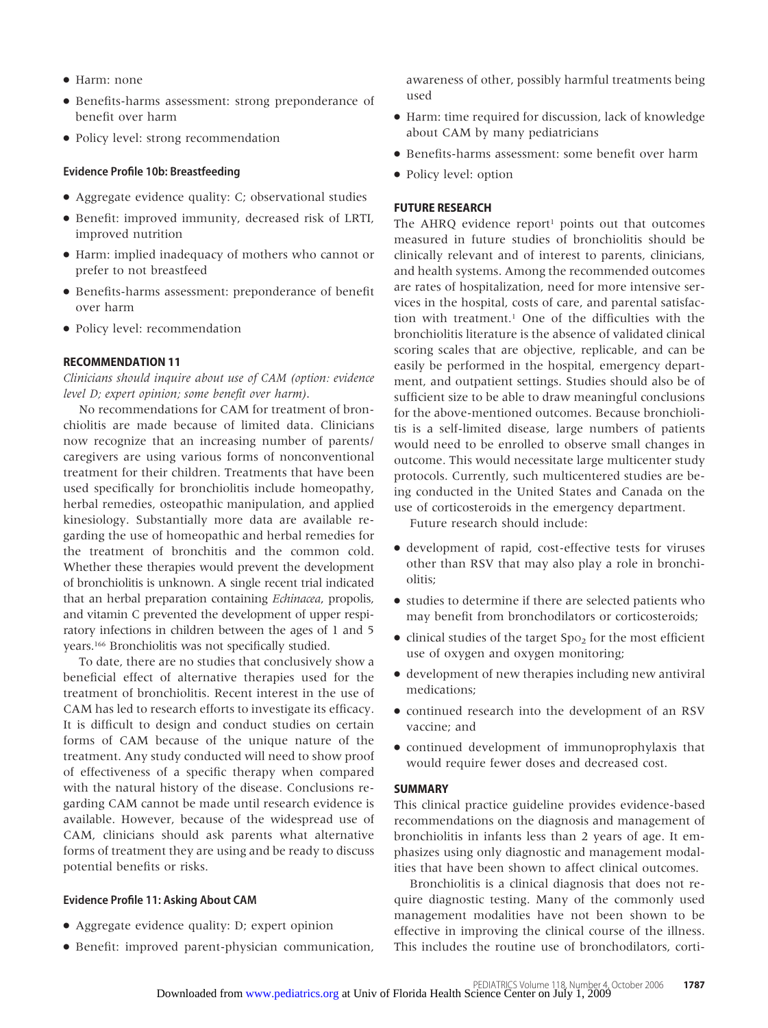- Harm: none
- Benefits-harms assessment: strong preponderance of benefit over harm
- Policy level: strong recommendation

### Evidence Profile 10b: Breastfeeding

- Aggregate evidence quality: C; observational studies
- Benefit: improved immunity, decreased risk of LRTI, improved nutrition
- Harm: implied inadequacy of mothers who cannot or prefer to not breastfeed
- Benefits-harms assessment: preponderance of benefit over harm
- Policy level: recommendation

### RECOMMENDATION 11

*Clinicians should inquire about use of CAM (option: evidence level D; expert opinion; some benefit over harm).*

No recommendations for CAM for treatment of bronchiolitis are made because of limited data. Clinicians now recognize that an increasing number of parents/caregivers are using various forms of nonconventional treatment for their children. Treatments that have been used specifically for bronchiolitis include homeopathy, herbal remedies, osteopathic manipulation, and applied kinesiology. Substantially more data are available regarding the use of homeopathic and herbal remedies for the treatment of bronchitis and the common cold. Whether these therapies would prevent the development of bronchiolitis is unknown. A single recent trial indicated that an herbal preparation containing *Echinacea*, propolis, and vitamin C prevented the development of upper respiratory infections in children between the ages of 1 and 5 years.[166] Bronchiolitis was not specifically studied.

To date, there are no studies that conclusively show a beneficial effect of alternative therapies used for the treatment of bronchiolitis. Recent interest in the use of CAM has led to research efforts to investigate its efficacy. It is difficult to design and conduct studies on certain forms of CAM because of the unique nature of the treatment. Any study conducted will need to show proof of effectiveness of a specific therapy when compared with the natural history of the disease. Conclusions regarding CAM cannot be made until research evidence is available. However, because of the widespread use of CAM, clinicians should ask parents what alternative forms of treatment they are using and be ready to discuss potential benefits or risks.

### Evidence Profile 11: Asking About CAM

- Aggregate evidence quality: D; expert opinion
- Benefit: improved parent-physician communication, awareness of other, possibly harmful treatments being used
- Harm: time required for discussion, lack of knowledge about CAM by many pediatricians
- Benefits-harms assessment: some benefit over harm
- Policy level: option

## FUTURE RESEARCH

The AHRQ evidence report[1] points out that outcomes measured in future studies of bronchiolitis should be clinically relevant and of interest to parents, clinicians, and health systems. Among the recommended outcomes are rates of hospitalization, need for more intensive services in the hospital, costs of care, and parental satisfaction with treatment.[1] One of the difficulties with the bronchiolitis literature is the absence of validated clinical scoring scales that are objective, replicable, and can be easily be performed in the hospital, emergency department, and outpatient settings. Studies should also be of sufficient size to be able to draw meaningful conclusions for the above-mentioned outcomes. Because bronchiolitis is a self-limited disease, large numbers of patients would need to be enrolled to observe small changes in outcome. This would necessitate large multicenter study protocols. Currently, such multicentered studies are being conducted in the United States and Canada on the use of corticosteroids in the emergency department.

Future research should include:

- development of rapid, cost-effective tests for viruses other than RSV that may also play a role in bronchiolitis;
- studies to determine if there are selected patients who may benefit from bronchodilators or corticosteroids;
- clinical studies of the target $Spo_2$ for the most efficient use of oxygen and oxygen monitoring;
- development of new therapies including new antiviral medications;
- continued research into the development of an RSV vaccine; and
- continued development of immunoprophylaxis that would require fewer doses and decreased cost.

## SUMMARY

This clinical practice guideline provides evidence-based recommendations on the diagnosis and management of bronchiolitis in infants less than 2 years of age. It emphasizes using only diagnostic and management modalities that have been shown to affect clinical outcomes.

Bronchiolitis is a clinical diagnosis that does not require diagnostic testing. Many of the commonly used management modalities have not been shown to be effective in improving the clinical course of the illness. This includes the routine use of bronchodilators, corti-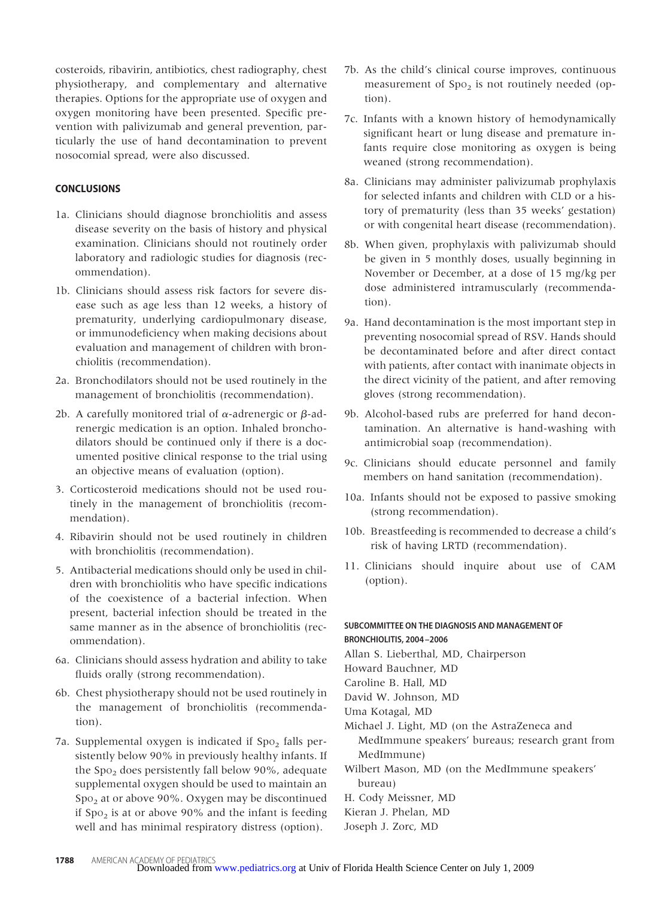costeroids, ribavirin, antibiotics, chest radiography, chest physiotherapy, and complementary and alternative therapies. Options for the appropriate use of oxygen and oxygen monitoring have been presented. Specific prevention with palivizumab and general prevention, particularly the use of hand decontamination to prevent nosocomial spread, were also discussed.

## CONCLUSIONS

1a. Clinicians should diagnose bronchiolitis and assess disease severity on the basis of history and physical examination. Clinicians should not routinely order laboratory and radiologic studies for diagnosis (recommendation).

1b. Clinicians should assess risk factors for severe disease such as age less than 12 weeks, a history of prematurity, underlying cardiopulmonary disease, or immunodeficiency when making decisions about evaluation and management of children with bronchiolitis (recommendation).

2a. Bronchodilators should not be used routinely in the management of bronchiolitis (recommendation).

2b. A carefully monitored trial of $\alpha$-adrenergic or $\beta$-adrenergic medication is an option. Inhaled bronchodilators should be continued only if there is a documented positive clinical response to the trial using an objective means of evaluation (option).

3. Corticosteroid medications should not be used routinely in the management of bronchiolitis (recommendation).

4. Ribavirin should not be used routinely in children with bronchiolitis (recommendation).

5. Antibacterial medications should only be used in children with bronchiolitis who have specific indications of the coexistence of a bacterial infection. When present, bacterial infection should be treated in the same manner as in the absence of bronchiolitis (recommendation).

6a. Clinicians should assess hydration and ability to take fluids orally (strong recommendation).

6b. Chest physiotherapy should not be used routinely in the management of bronchiolitis (recommendation).

7a. Supplemental oxygen is indicated if $Spo_2$ falls persistently below 90% in previously healthy infants. If the $Spo_2$ does persistently fall below 90%, adequate supplemental oxygen should be used to maintain an $Spo_2$ at or above 90%. Oxygen may be discontinued if $Spo_2$ is at or above 90% and the infant is feeding well and has minimal respiratory distress (option).

7b. As the child's clinical course improves, continuous measurement of $Spo_2$ is not routinely needed (option).

7c. Infants with a known history of hemodynamically significant heart or lung disease and premature infants require close monitoring as oxygen is being weaned (strong recommendation).

8a. Clinicians may administer palivizumab prophylaxis for selected infants and children with CLD or a history of prematurity (less than 35 weeks' gestation) or with congenital heart disease (recommendation).

8b. When given, prophylaxis with palivizumab should be given in 5 monthly doses, usually beginning in November or December, at a dose of 15 mg/kg per dose administered intramuscularly (recommendation).

9a. Hand decontamination is the most important step in preventing nosocomial spread of RSV. Hands should be decontaminated before and after direct contact with patients, after contact with inanimate objects in the direct vicinity of the patient, and after removing gloves (strong recommendation).

9b. Alcohol-based rubs are preferred for hand decontamination. An alternative is hand-washing with antimicrobial soap (recommendation).

9c. Clinicians should educate personnel and family members on hand sanitation (recommendation).

10a. Infants should not be exposed to passive smoking (strong recommendation).

10b. Breastfeeding is recommended to decrease a child's risk of having LRTD (recommendation).

11. Clinicians should inquire about use of CAM (option).

### SUBCOMMITTEE ON THE DIAGNOSIS AND MANAGEMENT OF BRONCHIOLITIS, 2004–2006

Allan S. Lieberthal, MD, Chairperson
Howard Bauchner, MD
Caroline B. Hall, MD
David W. Johnson, MD
Uma Kotagal, MD
Michael J. Light, MD (on the AstraZeneca and MedImmune speakers' bureaus; research grant from MedImmune)
Wilbert Mason, MD (on the MedImmune speakers' bureau)
H. Cody Meissner, MD
Kieran J. Phelan, MD
Joseph J. Zorc, MD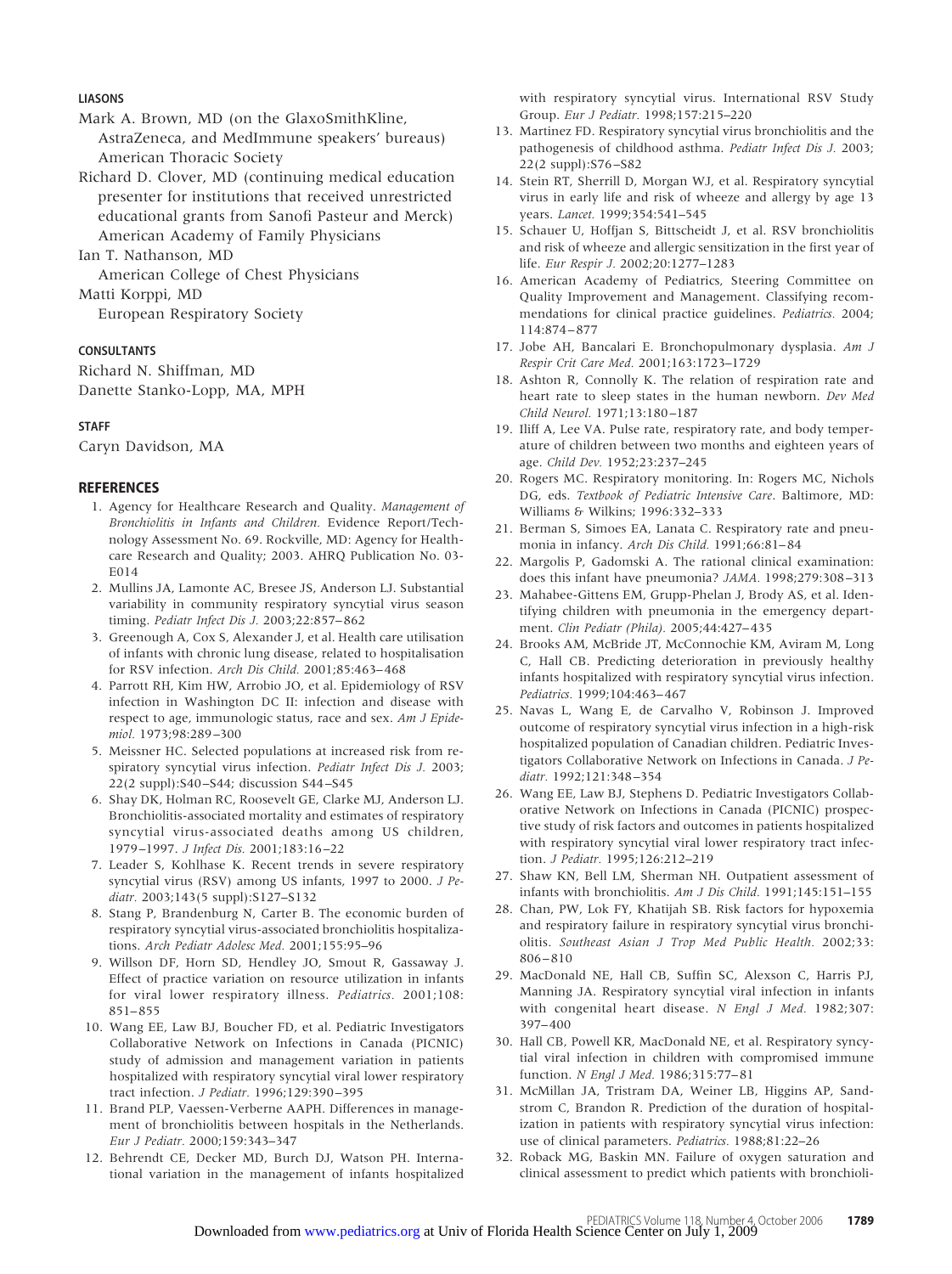#### LIASONS

Mark A. Brown, MD (on the GlaxoSmithKline, AstraZeneca, and MedImmune speakers' bureaus)
American Thoracic Society

Richard D. Clover, MD (continuing medical education presenter for institutions that received unrestricted educational grants from Sanofi Pasteur and Merck)
American Academy of Family Physicians

Ian T. Nathanson, MD
American College of Chest Physicians

Matti Korppi, MD
European Respiratory Society

#### CONSULTANTS

Richard N. Shiffman, MD
Danette Stanko-Lopp, MA, MPH

#### STAFF

Caryn Davidson, MA

## REFERENCES

1. Agency for Healthcare Research and Quality. *Management of Bronchiolitis in Infants and Children.* Evidence Report/Technology Assessment No. 69. Rockville, MD: Agency for Healthcare Research and Quality; 2003. AHRQ Publication No. 03-E014
2. Mullins JA, Lamonte AC, Bresee JS, Anderson LJ. Substantial variability in community respiratory syncytial virus season timing. *Pediatr Infect Dis J.* 2003;22:857–862
3. Greenough A, Cox S, Alexander J, et al. Health care utilisation of infants with chronic lung disease, related to hospitalisation for RSV infection. *Arch Dis Child.* 2001;85:463–468
4. Parrott RH, Kim HW, Arrobio JO, et al. Epidemiology of RSV infection in Washington DC II: infection and disease with respect to age, immunologic status, race and sex. *Am J Epidemiol.* 1973;98:289–300
5. Meissner HC. Selected populations at increased risk from respiratory syncytial virus infection. *Pediatr Infect Dis J.* 2003; 22(2 suppl):S40–S44; discussion S44–S45
6. Shay DK, Holman RC, Roosevelt GE, Clarke MJ, Anderson LJ. Bronchiolitis-associated mortality and estimates of respiratory syncytial virus-associated deaths among US children, 1979–1997. *J Infect Dis.* 2001;183:16–22
7. Leader S, Kohlhase K. Recent trends in severe respiratory syncytial virus (RSV) among US infants, 1997 to 2000. *J Pediatr.* 2003;143(5 suppl):S127–S132
8. Stang P, Brandenburg N, Carter B. The economic burden of respiratory syncytial virus-associated bronchiolitis hospitalizations. *Arch Pediatr Adolesc Med.* 2001;155:95–96
9. Willson DF, Horn SD, Hendley JO, Smout R, Gassaway J. Effect of practice variation on resource utilization in infants for viral lower respiratory illness. *Pediatrics.* 2001;108: 851–855
10. Wang EE, Law BJ, Boucher FD, et al. Pediatric Investigators Collaborative Network on Infections in Canada (PICNIC) study of admission and management variation in patients hospitalized with respiratory syncytial viral lower respiratory tract infection. *J Pediatr.* 1996;129:390–395
11. Brand PLP, Vaessen-Verberne AAPH. Differences in management of bronchiolitis between hospitals in the Netherlands. *Eur J Pediatr.* 2000;159:343–347
12. Behrendt CE, Decker MD, Burch DJ, Watson PH. International variation in the management of infants hospitalized with respiratory syncytial virus. International RSV Study Group. *Eur J Pediatr.* 1998;157:215–220
13. Martinez FD. Respiratory syncytial virus bronchiolitis and the pathogenesis of childhood asthma. *Pediatr Infect Dis J.* 2003; 22(2 suppl):S76–S82
14. Stein RT, Sherrill D, Morgan WJ, et al. Respiratory syncytial virus in early life and risk of wheeze and allergy by age 13 years. *Lancet.* 1999;354:541–545
15. Schauer U, Hoffjan S, Bittscheidt J, et al. RSV bronchiolitis and risk of wheeze and allergic sensitization in the first year of life. *Eur Respir J.* 2002;20:1277–1283
16. American Academy of Pediatrics, Steering Committee on Quality Improvement and Management. Classifying recommendations for clinical practice guidelines. *Pediatrics.* 2004; 114:874–877
17. Jobe AH, Bancalari E. Bronchopulmonary dysplasia. *Am J Respir Crit Care Med.* 2001;163:1723–1729
18. Ashton R, Connolly K. The relation of respiration rate and heart rate to sleep states in the human newborn. *Dev Med Child Neurol.* 1971;13:180–187
19. Iliff A, Lee VA. Pulse rate, respiratory rate, and body temperature of children between two months and eighteen years of age. *Child Dev.* 1952;23:237–245
20. Rogers MC. Respiratory monitoring. In: Rogers MC, Nichols DG, eds. *Textbook of Pediatric Intensive Care*. Baltimore, MD: Williams & Wilkins; 1996:332–333
21. Berman S, Simoes EA, Lanata C. Respiratory rate and pneumonia in infancy. *Arch Dis Child.* 1991;66:81–84
22. Margolis P, Gadomski A. The rational clinical examination: does this infant have pneumonia? *JAMA.* 1998;279:308–313
23. Mahabee-Gittens EM, Grupp-Phelan J, Brody AS, et al. Identifying children with pneumonia in the emergency department. *Clin Pediatr (Phila).* 2005;44:427–435
24. Brooks AM, McBride JT, McConnochie KM, Aviram M, Long C, Hall CB. Predicting deterioration in previously healthy infants hospitalized with respiratory syncytial virus infection. *Pediatrics.* 1999;104:463–467
25. Navas L, Wang E, de Carvalho V, Robinson J. Improved outcome of respiratory syncytial virus infection in a high-risk hospitalized population of Canadian children. Pediatric Investigators Collaborative Network on Infections in Canada. *J Pediatr.* 1992;121:348–354
26. Wang EE, Law BJ, Stephens D. Pediatric Investigators Collaborative Network on Infections in Canada (PICNIC) prospective study of risk factors and outcomes in patients hospitalized with respiratory syncytial viral lower respiratory tract infection. *J Pediatr.* 1995;126:212–219
27. Shaw KN, Bell LM, Sherman NH. Outpatient assessment of infants with bronchiolitis. *Am J Dis Child.* 1991;145:151–155
28. Chan, PW, Lok FY, Khatijah SB. Risk factors for hypoxemia and respiratory failure in respiratory syncytial virus bronchiolitis. *Southeast Asian J Trop Med Public Health.* 2002;33: 806–810
29. MacDonald NE, Hall CB, Suffin SC, Alexson C, Harris PJ, Manning JA. Respiratory syncytial viral infection in infants with congenital heart disease. *N Engl J Med.* 1982;307: 397–400
30. Hall CB, Powell KR, MacDonald NE, et al. Respiratory syncytial viral infection in children with compromised immune function. *N Engl J Med.* 1986;315:77–81
31. McMillan JA, Tristram DA, Weiner LB, Higgins AP, Sandstrom C, Brandon R. Prediction of the duration of hospitalization in patients with respiratory syncytial virus infection: use of clinical parameters. *Pediatrics.* 1988;81:22–26
32. Roback MG, Baskin MN. Failure of oxygen saturation and clinical assessment to predict which patients with bronchioli-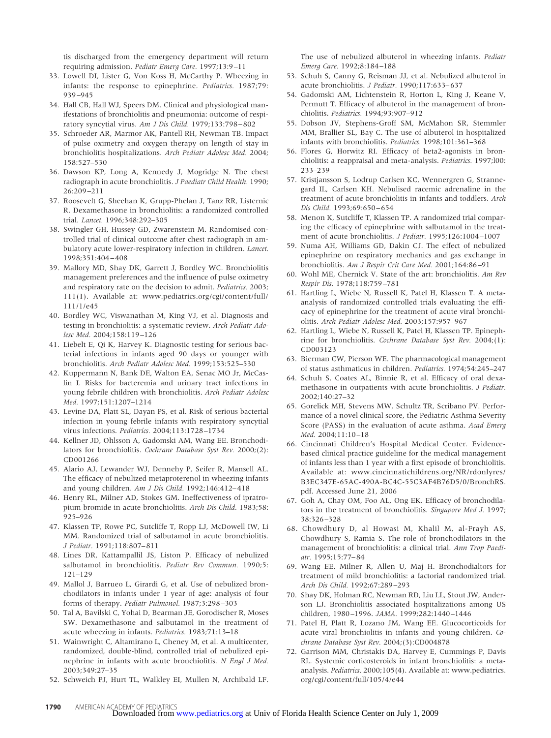tis discharged from the emergency department will return requiring admission. *Pediatr Emerg Care.* 1997;13:9–11

33. Lowell DI, Lister G, Von Koss H, McCarthy P. Wheezing in infants: the response to epinephrine. *Pediatrics.* 1987;79: 939–945
34. Hall CB, Hall WJ, Speers DM. Clinical and physiological manifestations of bronchiolitis and pneumonia: outcome of respiratory syncytial virus. *Am J Dis Child.* 1979;133:798–802
35. Schroeder AR, Marmor AK, Pantell RH, Newman TB. Impact of pulse oximetry and oxygen therapy on length of stay in bronchiolitis hospitalizations. *Arch Pediatr Adolesc Med.* 2004; 158:527–530
36. Dawson KP, Long A, Kennedy J, Mogridge N. The chest radiograph in acute bronchiolitis. *J Paediatr Child Health.* 1990; 26:209–211
37. Roosevelt G, Sheehan K, Grupp-Phelan J, Tanz RR, Listernic R. Dexamethasone in bronchiolitis: a randomized controlled trial. *Lancet.* 1996;348:292–305
38. Swingler GH, Hussey GD, Zwarenstein M. Randomised controlled trial of clinical outcome after chest radiograph in ambulatory acute lower-respiratory infection in children. *Lancet.* 1998;351:404–408
39. Mallory MD, Shay DK, Garrett J, Bordley WC. Bronchiolitis management preferences and the influence of pulse oximetry and respiratory rate on the decision to admit. *Pediatrics.* 2003; 111(1). Available at: www.pediatrics.org/cgi/content/full/111/1/e45
40. Bordley WC, Viswanathan M, King VJ, et al. Diagnosis and testing in bronchiolitis: a systematic review. *Arch Pediatr Adolesc Med.* 2004;158:119–126
41. Liebelt E, Qi K, Harvey K. Diagnostic testing for serious bacterial infections in infants aged 90 days or younger with bronchiolitis. *Arch Pediatr Adolesc Med.* 1999;153:525–530
42. Kuppermann N, Bank DE, Walton EA, Senac MO Jr, McCaslin I. Risks for bacteremia and urinary tract infections in young febrile children with bronchiolitis. *Arch Pediatr Adolesc Med.* 1997;151:1207–1214
43. Levine DA, Platt SL, Dayan PS, et al. Risk of serious bacterial infection in young febrile infants with respiratory syncytial virus infections. *Pediatrics.* 2004;113:1728–1734
44. Kellner JD, Ohlsson A, Gadomski AM, Wang EE. Bronchodilators for bronchiolitis. *Cochrane Database Syst Rev.* 2000;(2): CD001266
45. Alario AJ, Lewander WJ, Dennehy P, Seifer R, Mansell AL. The efficacy of nebulized metaproterenol in wheezing infants and young children. *Am J Dis Child.* 1992;146:412–418
46. Henry RL, Milner AD, Stokes GM. Ineffectiveness of ipratropium bromide in acute bronchiolitis. *Arch Dis Child.* 1983;58: 925–926
47. Klassen TP, Rowe PC, Sutcliffe T, Ropp LJ, McDowell IW, Li MM. Randomized trial of salbutamol in acute bronchiolitis. *J Pediatr.* 1991;118:807–811
48. Lines DR, Kattampallil JS, Liston P. Efficacy of nebulized salbutamol in bronchiolitis. *Pediatr Rev Commun.* 1990;5: 121–129
49. Mallol J, Barrueo L, Girardi G, et al. Use of nebulized bronchodilators in infants under 1 year of age: analysis of four forms of therapy. *Pediatr Pulmonol.* 1987;3:298–303
50. Tal A, Bavilski C, Yohai D, Bearman JE, Gorodischer R, Moses SW. Dexamethasone and salbutamol in the treatment of acute wheezing in infants. *Pediatrics.* 1983;71:13–18
51. Wainwright C, Altamirano L, Cheney M, et al. A multicenter, randomized, double-blind, controlled trial of nebulized epinephrine in infants with acute bronchiolitis. *N Engl J Med.* 2003;349:27–35
52. Schweich PJ, Hurt TL, Walkley EI, Mullen N, Archibald LF. The use of nebulized albuterol in wheezing infants. *Pediatr Emerg Care.* 1992;8:184–188
53. Schuh S, Canny G, Reisman JJ, et al. Nebulized albuterol in acute bronchiolitis. *J Pediatr.* 1990;117:633–637
54. Gadomski AM, Lichtenstein R, Horton L, King J, Keane V, Permutt T. Efficacy of albuterol in the management of bronchiolitis. *Pediatrics.* 1994;93:907–912
55. Dobson JV, Stephens-Groff SM, McMahon SR, Stemmler MM, Brallier SL, Bay C. The use of albuterol in hospitalized infants with bronchiolitis. *Pediatrics.* 1998;101:361–368
56. Flores G, Horwitz RI. Efficacy of beta2-agonists in bronchiolitis: a reappraisal and meta-analysis. *Pediatrics.* 1997;l00: 233–239
57. Kristjansson S, Lodrup Carlsen KC, Wennergren G, Strannegard IL, Carlsen KH. Nebulised racemic adrenaline in the treatment of acute bronchiolitis in infants and toddlers. *Arch Dis Child.* 1993;69:650–654
58. Menon K, Sutcliffe T, Klassen TP. A randomized trial comparing the efficacy of epinephrine with salbutamol in the treatment of acute bronchiolitis. *J Pediatr.* 1995;126:1004–1007
59. Numa AH, Williams GD, Dakin CJ. The effect of nebulized epinephrine on respiratory mechanics and gas exchange in bronchiolitis. *Am J Respir Crit Care Med.* 2001;164:86–91
60. Wohl ME, Chernick V. State of the art: bronchiolitis. *Am Rev Respir Dis.* 1978;118:759–781
61. Hartling L, Wiebe N, Russell K, Patel H, Klassen T. A meta-analysis of randomized controlled trials evaluating the efficacy of epinephrine for the treatment of acute viral bronchiolitis. *Arch Pediatr Adolesc Med.* 2003;157:957–967
62. Hartling L, Wiebe N, Russell K, Patel H, Klassen TP. Epinephrine for bronchiolitis. *Cochrane Database Syst Rev.* 2004;(1): CD003123
63. Bierman CW, Pierson WE. The pharmacological management of status asthmaticus in children. *Pediatrics.* 1974;54:245–247
64. Schuh S, Coates AL, Binnie R, et al. Efficacy of oral dexamethasone in outpatients with acute bronchiolitis. *J Pediatr.* 2002;140:27–32
65. Gorelick MH, Stevens MW, Schultz TR, Scribano PV. Performance of a novel clinical score, the Pediatric Asthma Severity Score (PASS) in the evaluation of acute asthma. *Acad Emerg Med.* 2004;11:10–18
66. Cincinnati Children's Hospital Medical Center. Evidence-based clinical practice guideline for the medical management of infants less than 1 year with a first episode of bronchiolitis. Available at: www.cincinnatichildrens.org/NR/rdonlyres/B3EC347E-65AC-490A-BC4C-55C3AF4B76D5/0/BronchRS.pdf. Accessed June 21, 2006
67. Goh A, Chay OM, Foo AL, Ong EK. Efficacy of bronchodilators in the treatment of bronchiolitis. *Singapore Med J.* 1997; 38:326–328
68. Chowdhury D, al Howasi M, Khalil M, al-Frayh AS, Chowdhury S, Ramia S. The role of bronchodilators in the management of bronchiolitis: a clinical trial. *Ann Trop Paediatr.* 1995;15:77–84
69. Wang EE, Milner R, Allen U, Maj H. Bronchodialtors for treatment of mild bronchiolitis: a factorial randomized trial. *Arch Dis Child.* 1992;67:289–293
70. Shay DK, Holman RC, Newman RD, Liu LL, Stout JW, Anderson LJ. Bronchiolitis associated hospitalizations among US children, 1980–1996. *JAMA.* 1999;282:1440–1446
71. Patel H, Platt R, Lozano JM, Wang EE. Glucocorticoids for acute viral bronchiolitis in infants and young children. *Cochrane Database Syst Rev.* 2004;(3):CD004878
72. Garrison MM, Christakis DA, Harvey E, Cummings P, Davis RL. Systemic corticosteroids in infant bronchiolitis: a meta-analysis. *Pediatrics.* 2000;105(4). Available at: www.pediatrics.org/cgi/content/full/105/4/e44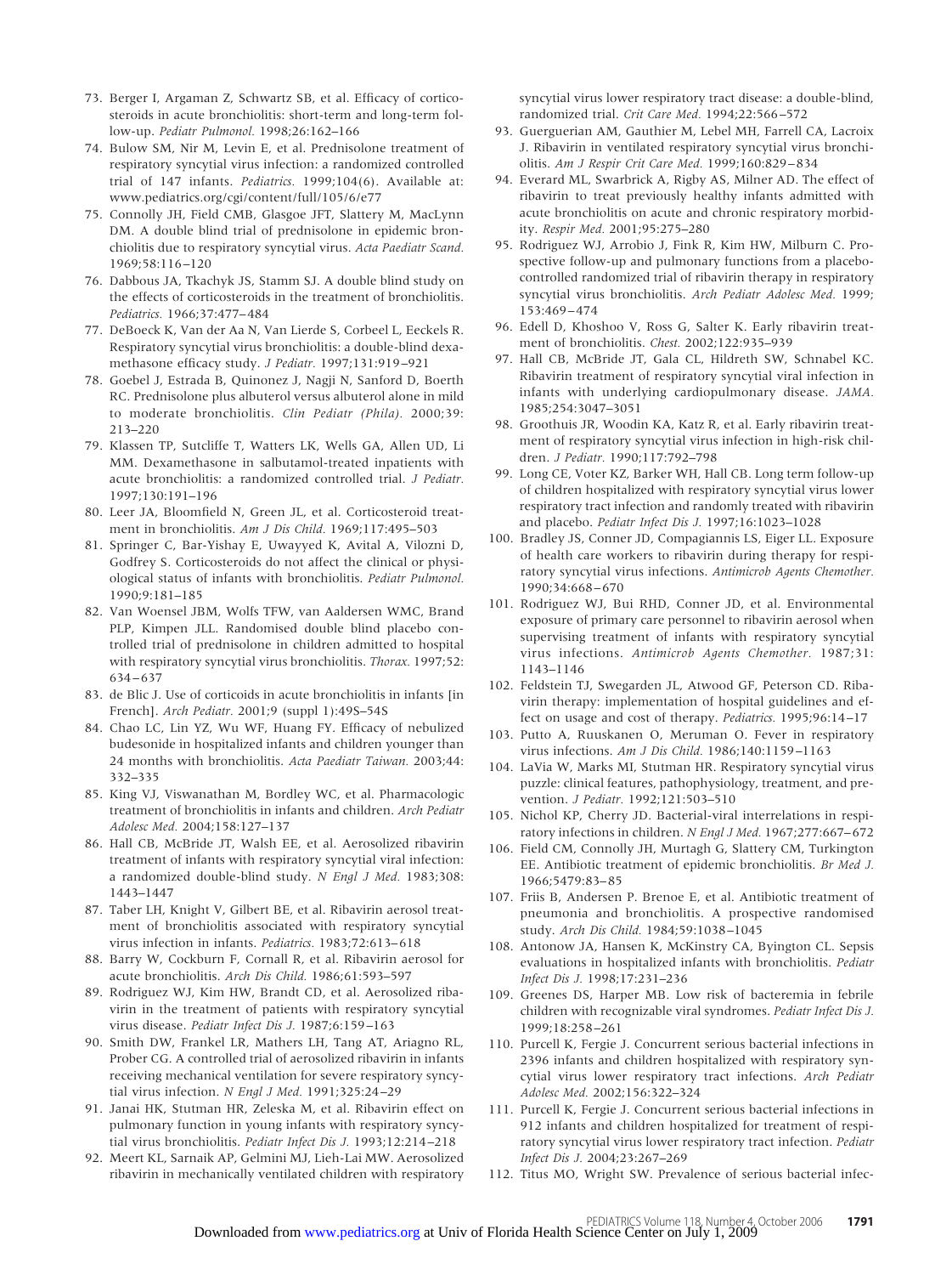73. Berger I, Argaman Z, Schwartz SB, et al. Efficacy of corticosteroids in acute bronchiolitis: short-term and long-term follow-up. *Pediatr Pulmonol.* 1998;26:162–166
74. Bulow SM, Nir M, Levin E, et al. Prednisolone treatment of respiratory syncytial virus infection: a randomized controlled trial of 147 infants. *Pediatrics.* 1999;104(6). Available at: www.pediatrics.org/cgi/content/full/105/6/e77
75. Connolly JH, Field CMB, Glasgoe JFT, Slattery M, MacLynn DM. A double blind trial of prednisolone in epidemic bronchiolitis due to respiratory syncytial virus. *Acta Paediatr Scand.* 1969;58:116–120
76. Dabbous JA, Tkachyk JS, Stamm SJ. A double blind study on the effects of corticosteroids in the treatment of bronchiolitis. *Pediatrics.* 1966;37:477–484
77. DeBoeck K, Van der Aa N, Van Lierde S, Corbeel L, Eeckels R. Respiratory syncytial virus bronchiolitis: a double-blind dexamethasone efficacy study. *J Pediatr.* 1997;131:919–921
78. Goebel J, Estrada B, Quinonez J, Nagji N, Sanford D, Boerth RC. Prednisolone plus albuterol versus albuterol alone in mild to moderate bronchiolitis. *Clin Pediatr (Phila).* 2000;39: 213–220
79. Klassen TP, Sutcliffe T, Watters LK, Wells GA, Allen UD, Li MM. Dexamethasone in salbutamol-treated inpatients with acute bronchiolitis: a randomized controlled trial. *J Pediatr.* 1997;130:191–196
80. Leer JA, Bloomfield N, Green JL, et al. Corticosteroid treatment in bronchiolitis. *Am J Dis Child.* 1969;117:495–503
81. Springer C, Bar-Yishay E, Uwayyed K, Avital A, Vilozni D, Godfrey S. Corticosteroids do not affect the clinical or physiological status of infants with bronchiolitis. *Pediatr Pulmonol.* 1990;9:181–185
82. Van Woensel JBM, Wolfs TFW, van Aaldersen WMC, Brand PLP, Kimpen JLL. Randomised double blind placebo controlled trial of prednisolone in children admitted to hospital with respiratory syncytial virus bronchiolitis. *Thorax.* 1997;52: 634–637
83. de Blic J. Use of corticoids in acute bronchiolitis in infants [in French]. *Arch Pediatr.* 2001;9 (suppl 1):49S–54S
84. Chao LC, Lin YZ, Wu WF, Huang FY. Efficacy of nebulized budesonide in hospitalized infants and children younger than 24 months with bronchiolitis. *Acta Paediatr Taiwan.* 2003;44: 332–335
85. King VJ, Viswanathan M, Bordley WC, et al. Pharmacologic treatment of bronchiolitis in infants and children. *Arch Pediatr Adolesc Med.* 2004;158:127–137
86. Hall CB, McBride JT, Walsh EE, et al. Aerosolized ribavirin treatment of infants with respiratory syncytial viral infection: a randomized double-blind study. *N Engl J Med.* 1983;308: 1443–1447
87. Taber LH, Knight V, Gilbert BE, et al. Ribavirin aerosol treatment of bronchiolitis associated with respiratory syncytial virus infection in infants. *Pediatrics.* 1983;72:613–618
88. Barry W, Cockburn F, Cornall R, et al. Ribavirin aerosol for acute bronchiolitis. *Arch Dis Child.* 1986;61:593–597
89. Rodriguez WJ, Kim HW, Brandt CD, et al. Aerosolized ribavirin in the treatment of patients with respiratory syncytial virus disease. *Pediatr Infect Dis J.* 1987;6:159–163
90. Smith DW, Frankel LR, Mathers LH, Tang AT, Ariagno RL, Prober CG. A controlled trial of aerosolized ribavirin in infants receiving mechanical ventilation for severe respiratory syncytial virus infection. *N Engl J Med.* 1991;325:24–29
91. Janai HK, Stutman HR, Zeleska M, et al. Ribavirin effect on pulmonary function in young infants with respiratory syncytial virus bronchiolitis. *Pediatr Infect Dis J.* 1993;12:214–218
92. Meert KL, Sarnaik AP, Gelmini MJ, Lieh-Lai MW. Aerosolized ribavirin in mechanically ventilated children with respiratory syncytial virus lower respiratory tract disease: a double-blind, randomized trial. *Crit Care Med.* 1994;22:566–572
93. Guerguerian AM, Gauthier M, Lebel MH, Farrell CA, Lacroix J. Ribavirin in ventilated respiratory syncytial virus bronchiolitis. *Am J Respir Crit Care Med.* 1999;160:829–834
94. Everard ML, Swarbrick A, Rigby AS, Milner AD. The effect of ribavirin to treat previously healthy infants admitted with acute bronchiolitis on acute and chronic respiratory morbidity. *Respir Med.* 2001;95:275–280
95. Rodriguez WJ, Arrobio J, Fink R, Kim HW, Milburn C. Prospective follow-up and pulmonary functions from a placebo-controlled randomized trial of ribavirin therapy in respiratory syncytial virus bronchiolitis. *Arch Pediatr Adolesc Med.* 1999; 153:469–474
96. Edell D, Khoshoo V, Ross G, Salter K. Early ribavirin treatment of bronchiolitis. *Chest.* 2002;122:935–939
97. Hall CB, McBride JT, Gala CL, Hildreth SW, Schnabel KC. Ribavirin treatment of respiratory syncytial viral infection in infants with underlying cardiopulmonary disease. *JAMA.* 1985;254:3047–3051
98. Groothuis JR, Woodin KA, Katz R, et al. Early ribavirin treatment of respiratory syncytial virus infection in high-risk children. *J Pediatr.* 1990;117:792–798
99. Long CE, Voter KZ, Barker WH, Hall CB. Long term follow-up of children hospitalized with respiratory syncytial virus lower respiratory tract infection and randomly treated with ribavirin and placebo. *Pediatr Infect Dis J.* 1997;16:1023–1028
100. Bradley JS, Conner JD, Compagiannis LS, Eiger LL. Exposure of health care workers to ribavirin during therapy for respiratory syncytial virus infections. *Antimicrob Agents Chemother.* 1990;34:668–670
101. Rodriguez WJ, Bui RHD, Conner JD, et al. Environmental exposure of primary care personnel to ribavirin aerosol when supervising treatment of infants with respiratory syncytial virus infections. *Antimicrob Agents Chemother.* 1987;31: 1143–1146
102. Feldstein TJ, Swegarden JL, Atwood GF, Peterson CD. Ribavirin therapy: implementation of hospital guidelines and effect on usage and cost of therapy. *Pediatrics.* 1995;96:14–17
103. Putto A, Ruuskanen O, Meruman O. Fever in respiratory virus infections. *Am J Dis Child.* 1986;140:1159–1163
104. LaVia W, Marks MI, Stutman HR. Respiratory syncytial virus puzzle: clinical features, pathophysiology, treatment, and prevention. *J Pediatr.* 1992;121:503–510
105. Nichol KP, Cherry JD. Bacterial-viral interrelations in respiratory infections in children. *N Engl J Med.* 1967;277:667–672
106. Field CM, Connolly JH, Murtagh G, Slattery CM, Turkington EE. Antibiotic treatment of epidemic bronchiolitis. *Br Med J.* 1966;5479:83–85
107. Friis B, Andersen P. Brenoe E, et al. Antibiotic treatment of pneumonia and bronchiolitis. A prospective randomised study. *Arch Dis Child.* 1984;59:1038–1045
108. Antonow JA, Hansen K, McKinstry CA, Byington CL. Sepsis evaluations in hospitalized infants with bronchiolitis. *Pediatr Infect Dis J.* 1998;17:231–236
109. Greenes DS, Harper MB. Low risk of bacteremia in febrile children with recognizable viral syndromes. *Pediatr Infect Dis J.* 1999;18:258–261
110. Purcell K, Fergie J. Concurrent serious bacterial infections in 2396 infants and children hospitalized with respiratory syncytial virus lower respiratory tract infections. *Arch Pediatr Adolesc Med.* 2002;156:322–324
111. Purcell K, Fergie J. Concurrent serious bacterial infections in 912 infants and children hospitalized for treatment of respiratory syncytial virus lower respiratory tract infection. *Pediatr Infect Dis J.* 2004;23:267–269
112. Titus MO, Wright SW. Prevalence of serious bacterial infec-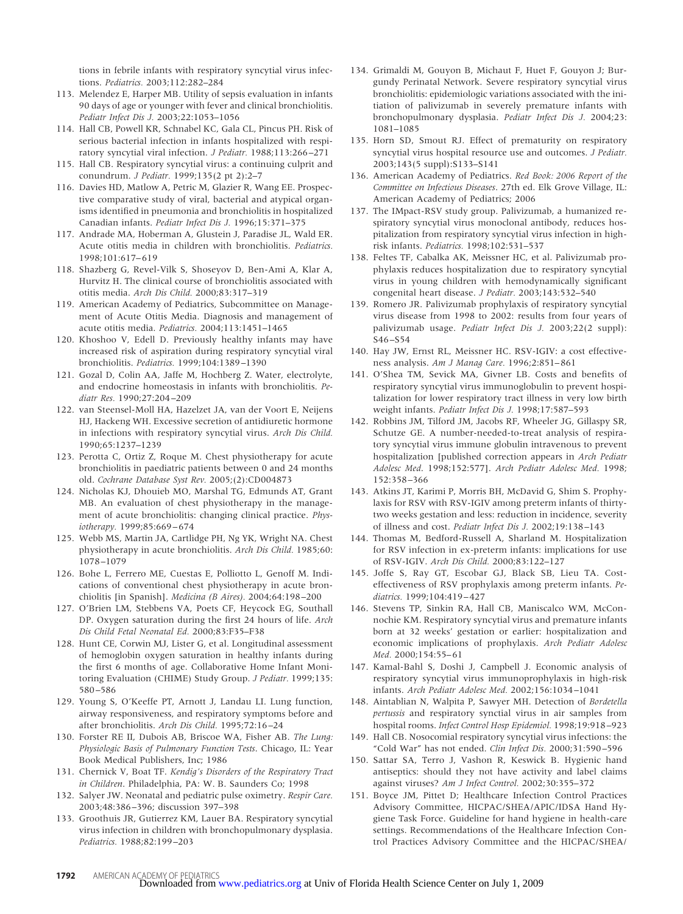tions in febrile infants with respiratory syncytial virus infections. *Pediatrics.* 2003;112:282–284

113. Melendez E, Harper MB. Utility of sepsis evaluation in infants 90 days of age or younger with fever and clinical bronchiolitis. *Pediatr Infect Dis J.* 2003;22:1053–1056
114. Hall CB, Powell KR, Schnabel KC, Gala CL, Pincus PH. Risk of serious bacterial infection in infants hospitalized with respiratory syncytial viral infection. *J Pediatr.* 1988;113:266–271
115. Hall CB. Respiratory syncytial virus: a continuing culprit and conundrum. *J Pediatr.* 1999;135(2 pt 2):2–7
116. Davies HD, Matlow A, Petric M, Glazier R, Wang EE. Prospective comparative study of viral, bacterial and atypical organisms identified in pneumonia and bronchiolitis in hospitalized Canadian infants. *Pediatr Infect Dis J.* 1996;15:371–375
117. Andrade MA, Hoberman A, Glustein J, Paradise JL, Wald ER. Acute otitis media in children with bronchiolitis. *Pediatrics.* 1998;101:617–619
118. Shazberg G, Revel-Vilk S, Shoseyov D, Ben-Ami A, Klar A, Hurvitz H. The clinical course of bronchiolitis associated with otitis media. *Arch Dis Child.* 2000;83:317–319
119. American Academy of Pediatrics, Subcommittee on Management of Acute Otitis Media. Diagnosis and management of acute otitis media. *Pediatrics.* 2004;113:1451–1465
120. Khoshoo V, Edell D. Previously healthy infants may have increased risk of aspiration during respiratory syncytial viral bronchiolitis. *Pediatrics.* 1999;104:1389–1390
121. Gozal D, Colin AA, Jaffe M, Hochberg Z. Water, electrolyte, and endocrine homeostasis in infants with bronchiolitis. *Pediatr Res.* 1990;27:204–209
122. van Steensel-Moll HA, Hazelzet JA, van der Voort E, Neijens HJ, Hackeng WH. Excessive secretion of antidiuretic hormone in infections with respiratory syncytial virus. *Arch Dis Child.* 1990;65:1237–1239
123. Perotta C, Ortiz Z, Roque M. Chest physiotherapy for acute bronchiolitis in paediatric patients between 0 and 24 months old. *Cochrane Database Syst Rev.* 2005;(2):CD004873
124. Nicholas KJ, Dhouieb MO, Marshal TG, Edmunds AT, Grant MB. An evaluation of chest physiotherapy in the management of acute bronchiolitis: changing clinical practice. *Physiotherapy.* 1999;85:669–674
125. Webb MS, Martin JA, Cartlidge PH, Ng YK, Wright NA. Chest physiotherapy in acute bronchiolitis. *Arch Dis Child.* 1985;60:1078–1079
126. Bohe L, Ferrero ME, Cuestas E, Polliotto L, Genoff M. Indications of conventional chest physiotherapy in acute bronchiolitis [in Spanish]. *Medicina (B Aires).* 2004;64:198–200
127. O'Brien LM, Stebbens VA, Poets CF, Heycock EG, Southall DP. Oxygen saturation during the first 24 hours of life. *Arch Dis Child Fetal Neonatal Ed.* 2000;83:F35–F38
128. Hunt CE, Corwin MJ, Lister G, et al. Longitudinal assessment of hemoglobin oxygen saturation in healthy infants during the first 6 months of age. Collaborative Home Infant Monitoring Evaluation (CHIME) Study Group. *J Pediatr.* 1999;135:580–586
129. Young S, O'Keeffe PT, Arnott J, Landau LI. Lung function, airway responsiveness, and respiratory symptoms before and after bronchiolitis. *Arch Dis Child.* 1995;72:16–24
130. Forster RE II, Dubois AB, Briscoe WA, Fisher AB. *The Lung: Physiologic Basis of Pulmonary Function Tests*. Chicago, IL: Year Book Medical Publishers, Inc; 1986
131. Chernick V, Boat TF. *Kendig's Disorders of the Respiratory Tract in Children*. Philadelphia, PA: W. B. Saunders Co; 1998
132. Salyer JW. Neonatal and pediatric pulse oximetry. *Respir Care.* 2003;48:386–396; discussion 397–398
133. Groothuis JR, Gutierrez KM, Lauer BA. Respiratory syncytial virus infection in children with bronchopulmonary dysplasia. *Pediatrics.* 1988;82:199–203
134. Grimaldi M, Gouyon B, Michaut F, Huet F, Gouyon J; Burgundy Perinatal Network. Severe respiratory syncytial virus bronchiolitis: epidemiologic variations associated with the initiation of palivizumab in severely premature infants with bronchopulmonary dysplasia. *Pediatr Infect Dis J.* 2004;23:1081–1085
135. Horn SD, Smout RJ. Effect of prematurity on respiratory syncytial virus hospital resource use and outcomes. *J Pediatr.* 2003;143(5 suppl):S133–S141
136. American Academy of Pediatrics. *Red Book: 2006 Report of the Committee on Infectious Diseases*. 27th ed. Elk Grove Village, IL: American Academy of Pediatrics; 2006
137. The IMpact-RSV study group. Palivizumab, a humanized respiratory syncytial virus monoclonal antibody, reduces hospitalization from respiratory syncytial virus infection in high-risk infants. *Pediatrics.* 1998;102:531–537
138. Feltes TF, Cabalka AK, Meissner HC, et al. Palivizumab prophylaxis reduces hospitalization due to respiratory syncytial virus in young children with hemodynamically significant congenital heart disease. *J Pediatr.* 2003;143:532–540
139. Romero JR. Palivizumab prophylaxis of respiratory syncytial virus disease from 1998 to 2002: results from four years of palivizumab usage. *Pediatr Infect Dis J.* 2003;22(2 suppl):S46–S54
140. Hay JW, Ernst RL, Meissner HC. RSV-IGIV: a cost effectiveness analysis. *Am J Manag Care.* 1996;2:851–861
141. O'Shea TM, Sevick MA, Givner LB. Costs and benefits of respiratory syncytial virus immunoglobulin to prevent hospitalization for lower respiratory tract illness in very low birth weight infants. *Pediatr Infect Dis J.* 1998;17:587–593
142. Robbins JM, Tilford JM, Jacobs RF, Wheeler JG, Gillaspy SR, Schutze GE. A number-needed-to-treat analysis of respiratory syncytial virus immune globulin intravenous to prevent hospitalization [published correction appears in *Arch Pediatr Adolesc Med*. 1998;152:577]. *Arch Pediatr Adolesc Med.* 1998;152:358–366
143. Atkins JT, Karimi P, Morris BH, McDavid G, Shim S. Prophylaxis for RSV with RSV-IGIV among preterm infants of thirty-two weeks gestation and less: reduction in incidence, severity of illness and cost. *Pediatr Infect Dis J.* 2002;19:138–143
144. Thomas M, Bedford-Russell A, Sharland M. Hospitalization for RSV infection in ex-preterm infants: implications for use of RSV-IGIV. *Arch Dis Child.* 2000;83:122–127
145. Joffe S, Ray GT, Escobar GJ, Black SB, Lieu TA. Cost-effectiveness of RSV prophylaxis among preterm infants. *Pediatrics.* 1999;104:419–427
146. Stevens TP, Sinkin RA, Hall CB, Maniscalco WM, McConnochie KM. Respiratory syncytial virus and premature infants born at 32 weeks' gestation or earlier: hospitalization and economic implications of prophylaxis. *Arch Pediatr Adolesc Med.* 2000;154:55–61
147. Kamal-Bahl S, Doshi J, Campbell J. Economic analysis of respiratory syncytial virus immunoprophylaxis in high-risk infants. *Arch Pediatr Adolesc Med.* 2002;156:1034–1041
148. Aintablian N, Walpita P, Sawyer MH. Detection of *Bordetella pertussis* and respiratory synctial virus in air samples from hospital rooms. *Infect Control Hosp Epidemiol.* 1998;19:918–923
149. Hall CB. Nosocomial respiratory syncytial virus infections: the "Cold War" has not ended. *Clin Infect Dis.* 2000;31:590–596
150. Sattar SA, Terro J, Vashon R, Keswick B. Hygienic hand antiseptics: should they not have activity and label claims against viruses? *Am J Infect Control.* 2002;30:355–372
151. Boyce JM, Pittet D; Healthcare Infection Control Practices Advisory Committee, HICPAC/SHEA/APIC/IDSA Hand Hygiene Task Force. Guideline for hand hygiene in health-care settings. Recommendations of the Healthcare Infection Control Practices Advisory Committee and the HICPAC/SHEA/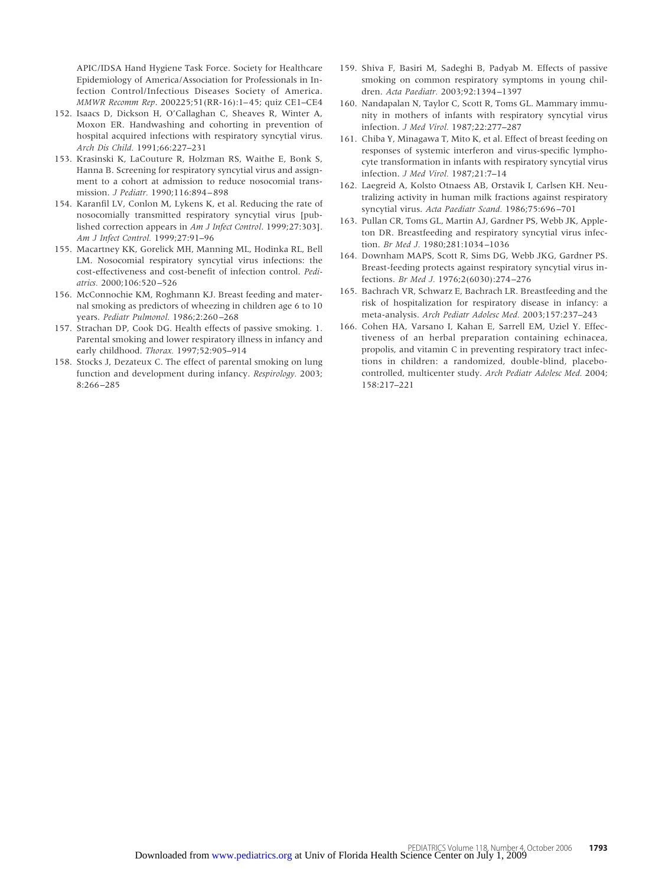APIC/IDSA Hand Hygiene Task Force. Society for Healthcare Epidemiology of America/Association for Professionals in Infection Control/Infectious Diseases Society of America. *MMWR Recomm Rep*. 200225;51(RR-16):1–45; quiz CE1–CE4

152. Isaacs D, Dickson H, O'Callaghan C, Sheaves R, Winter A, Moxon ER. Handwashing and cohorting in prevention of hospital acquired infections with respiratory syncytial virus. *Arch Dis Child.* 1991;66:227–231
153. Krasinski K, LaCouture R, Holzman RS, Waithe E, Bonk S, Hanna B. Screening for respiratory syncytial virus and assignment to a cohort at admission to reduce nosocomial transmission. *J Pediatr.* 1990;116:894–898
154. Karanfil LV, Conlon M, Lykens K, et al. Reducing the rate of nosocomially transmitted respiratory syncytial virus [published correction appears in *Am J Infect Control*. 1999;27:303]. *Am J Infect Control.* 1999;27:91–96
155. Macartney KK, Gorelick MH, Manning ML, Hodinka RL, Bell LM. Nosocomial respiratory syncytial virus infections: the cost-effectiveness and cost-benefit of infection control. *Pediatrics.* 2000;106:520–526
156. McConnochie KM, Roghmann KJ. Breast feeding and maternal smoking as predictors of wheezing in children age 6 to 10 years. *Pediatr Pulmonol.* 1986;2:260–268
157. Strachan DP, Cook DG. Health effects of passive smoking. 1. Parental smoking and lower respiratory illness in infancy and early childhood. *Thorax.* 1997;52:905–914
158. Stocks J, Dezateux C. The effect of parental smoking on lung function and development during infancy. *Respirology.* 2003;8:266–285
159. Shiva F, Basiri M, Sadeghi B, Padyab M. Effects of passive smoking on common respiratory symptoms in young children. *Acta Paediatr.* 2003;92:1394–1397
160. Nandapalan N, Taylor C, Scott R, Toms GL. Mammary immunity in mothers of infants with respiratory syncytial virus infection. *J Med Virol.* 1987;22:277–287
161. Chiba Y, Minagawa T, Mito K, et al. Effect of breast feeding on responses of systemic interferon and virus-specific lymphocyte transformation in infants with respiratory syncytial virus infection. *J Med Virol.* 1987;21:7–14
162. Laegreid A, Kolsto Otnaess AB, Orstavik I, Carlsen KH. Neutralizing activity in human milk fractions against respiratory syncytial virus. *Acta Paediatr Scand.* 1986;75:696–701
163. Pullan CR, Toms GL, Martin AJ, Gardner PS, Webb JK, Appleton DR. Breastfeeding and respiratory syncytial virus infection. *Br Med J.* 1980;281:1034–1036
164. Downham MAPS, Scott R, Sims DG, Webb JKG, Gardner PS. Breast-feeding protects against respiratory syncytial virus infections. *Br Med J.* 1976;2(6030):274–276
165. Bachrach VR, Schwarz E, Bachrach LR. Breastfeeding and the risk of hospitalization for respiratory disease in infancy: a meta-analysis. *Arch Pediatr Adolesc Med.* 2003;157:237–243
166. Cohen HA, Varsano I, Kahan E, Sarrell EM, Uziel Y. Effectiveness of an herbal preparation containing echinacea, propolis, and vitamin C in preventing respiratory tract infections in children: a randomized, double-blind, placebo-controlled, multicenter study. *Arch Pediatr Adolesc Med.* 2004;158:217–221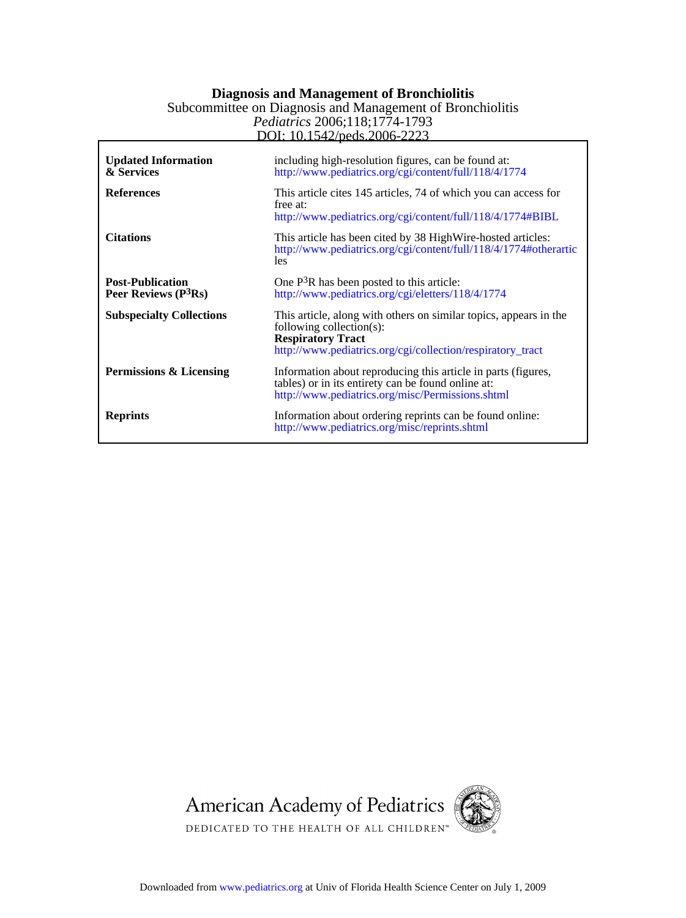**Diagnosis and Management of Bronchiolitis**

Subcommittee on Diagnosis and Management of Bronchiolitis

*Pediatrics* 2006;118;1774-1793

DOI: 10.1542/peds.2006-2223

| | |
|---|---|
| **Updated Information & Services** | including high-resolution figures, can be found at: http://www.pediatrics.org/cgi/content/full/118/4/1774 |
| **References** | This article cites 145 articles, 74 of which you can access for free at: http://www.pediatrics.org/cgi/content/full/118/4/1774#BIBL |
| **Citations** | This article has been cited by 38 HighWire-hosted articles: http://www.pediatrics.org/cgi/content/full/118/4/1774#otherarticles |
| **Post-Publication Peer Reviews ($P^3Rs$)** | One $P^3R$ has been posted to this article: http://www.pediatrics.org/cgi/eletters/118/4/1774 |
| **Subspecialty Collections** | This article, along with others on similar topics, appears in the following collection(s): **Respiratory Tract** http://www.pediatrics.org/cgi/collection/respiratory_tract |
| **Permissions & Licensing** | Information about reproducing this article in parts (figures, tables) or in its entirety can be found online at: http://www.pediatrics.org/misc/Permissions.shtml |
| **Reprints** | Information about ordering reprints can be found online: http://www.pediatrics.org/misc/reprints.shtml |

American Academy of Pediatrics

DEDICATED TO THE HEALTH OF ALL CHILDREN™

Downloaded from www.pediatrics.org at Univ of Florida Health Science Center on July 1, 2009